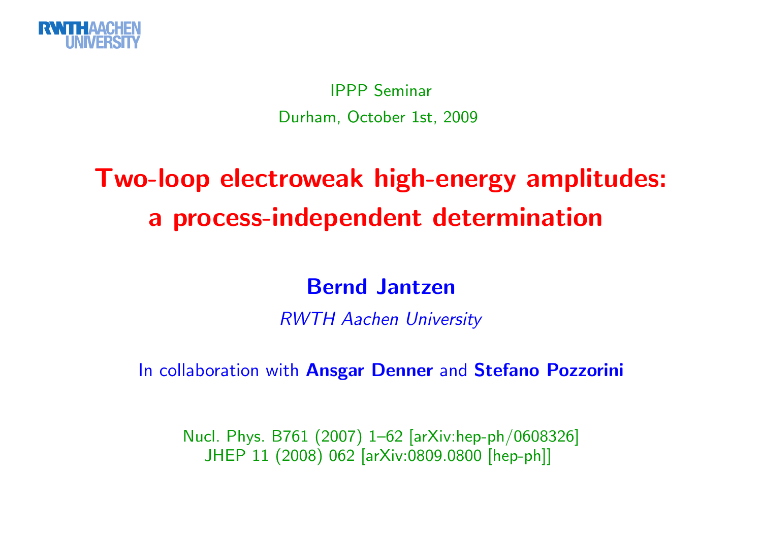RWTH AACHEN UNIVERSITY

IPPP Seminar

Durham, October 1st, 2009

# Two-loop electroweak high-energy amplitudes: a process-independent determination

**Bernd Jantzen**

*RWTH Aachen University*

In collaboration with **Ansgar Denner** and **Stefano Pozzorini**

Nucl. Phys. B761 (2007) 1–62 [arXiv:hep-ph/0608326]
JHEP 11 (2008) 062 [arXiv:0809.0800 [hep-ph]]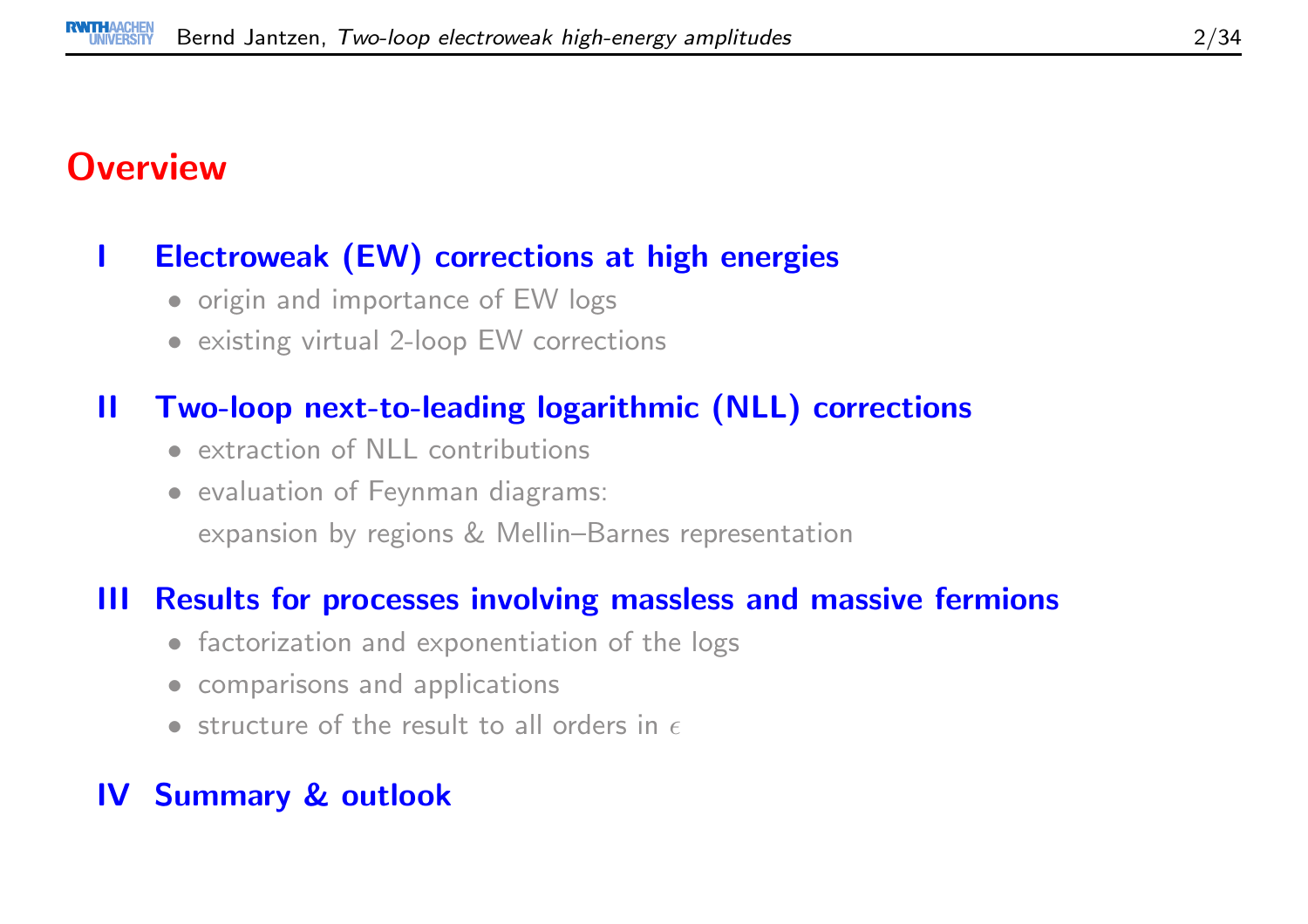# Overview

## I Electroweak (EW) corrections at high energies

- origin and importance of EW logs
- existing virtual 2-loop EW corrections

## II Two-loop next-to-leading logarithmic (NLL) corrections

- extraction of NLL contributions
- evaluation of Feynman diagrams:
  expansion by regions & Mellin–Barnes representation

## III Results for processes involving massless and massive fermions

- factorization and exponentiation of the logs
- comparisons and applications
- structure of the result to all orders in $\epsilon$

## IV Summary & outlook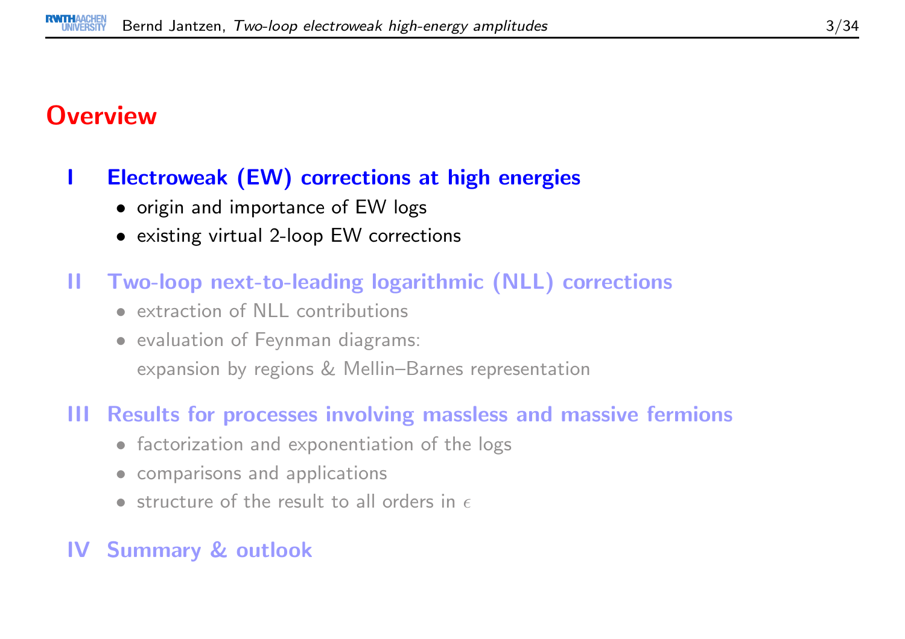# Overview

## I Electroweak (EW) corrections at high energies

- origin and importance of EW logs
- existing virtual 2-loop EW corrections

## II Two-loop next-to-leading logarithmic (NLL) corrections

- extraction of NLL contributions
- evaluation of Feynman diagrams:
  expansion by regions & Mellin–Barnes representation

## III Results for processes involving massless and massive fermions

- factorization and exponentiation of the logs
- comparisons and applications
- structure of the result to all orders in $\epsilon$

## IV Summary & outlook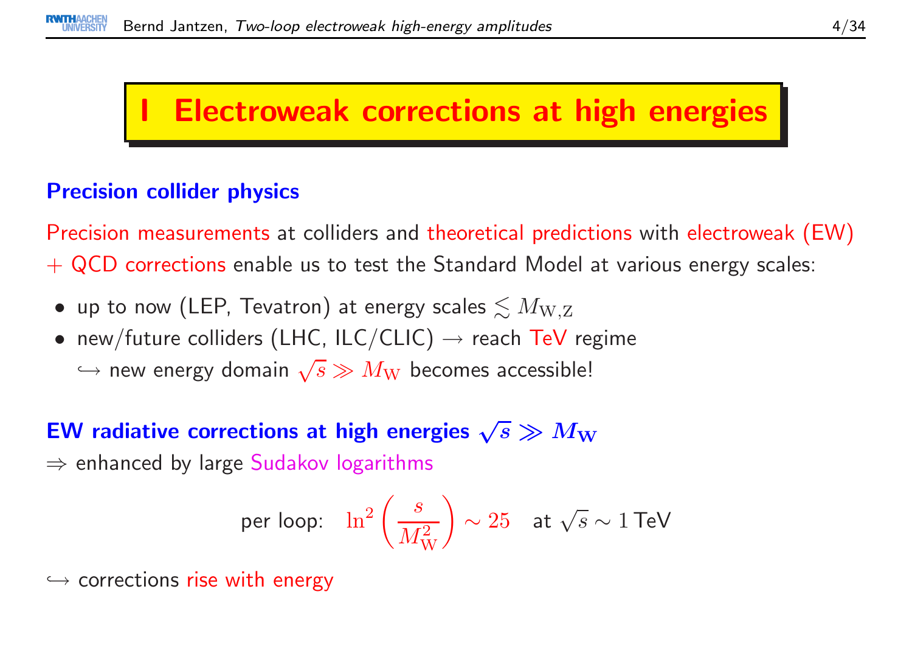# I Electroweak corrections at high energies

## Precision collider physics

Precision measurements at colliders and theoretical predictions with electroweak (EW) + QCD corrections enable us to test the Standard Model at various energy scales:

- up to now (LEP, Tevatron) at energy scales $\lesssim M_{\mathrm{W,Z}}$
- new/future colliders (LHC, ILC/CLIC) → reach TeV regime
  ↪ new energy domain $\sqrt{s} \gg M_{\mathrm{W}}$ becomes accessible!

## EW radiative corrections at high energies $\sqrt{s} \gg M_{\mathrm{W}}$

⇒ enhanced by large Sudakov logarithms

$$\text{per loop:} \quad \ln^2\left(\frac{s}{M_{\mathrm{W}}^2}\right) \sim 25 \quad \text{at } \sqrt{s} \sim 1\,\mathrm{TeV}$$

↪ corrections rise with energy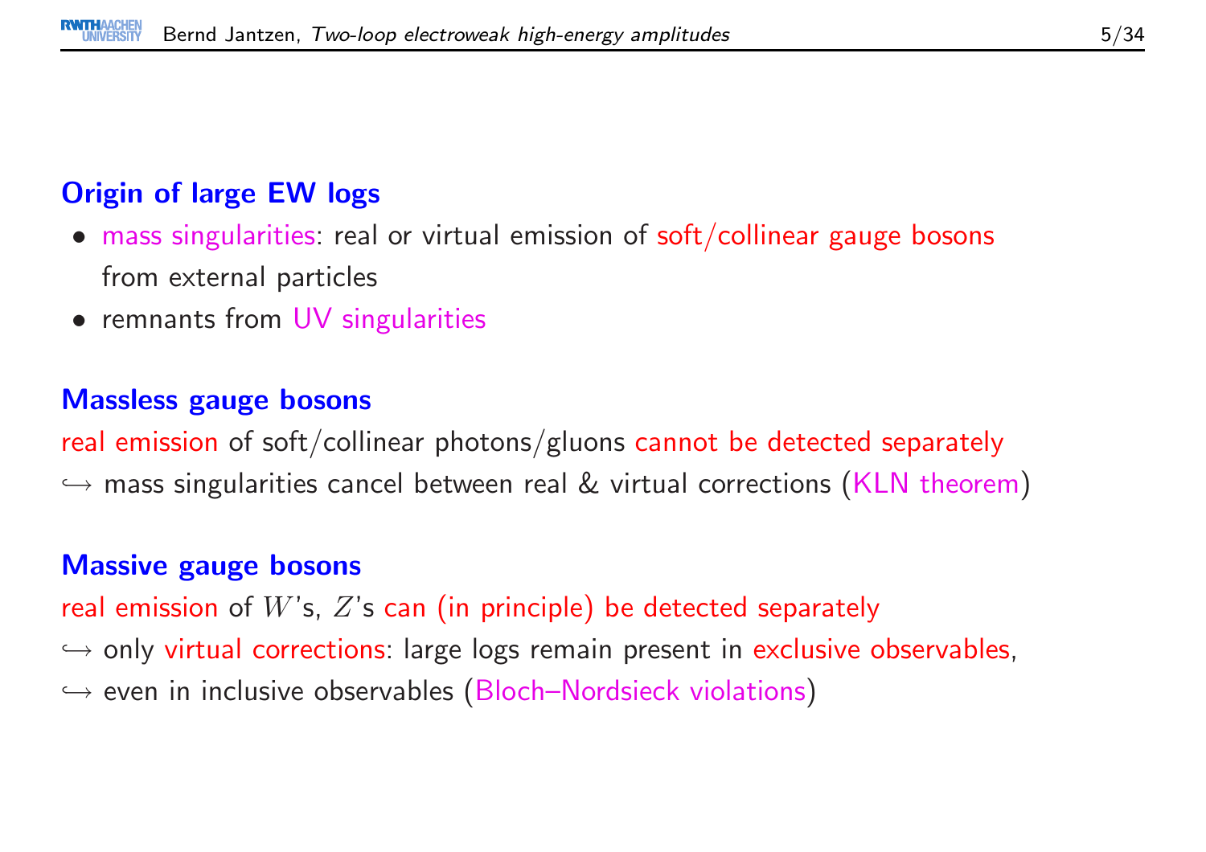## Origin of large EW logs

- mass singularities: real or virtual emission of soft/collinear gauge bosons from external particles
- remnants from UV singularities

## Massless gauge bosons

real emission of soft/collinear photons/gluons cannot be detected separately
↪ mass singularities cancel between real & virtual corrections (KLN theorem)

## Massive gauge bosons

real emission of $W$'s, $Z$'s can (in principle) be detected separately
↪ only virtual corrections: large logs remain present in exclusive observables,
↪ even in inclusive observables (Bloch–Nordsieck violations)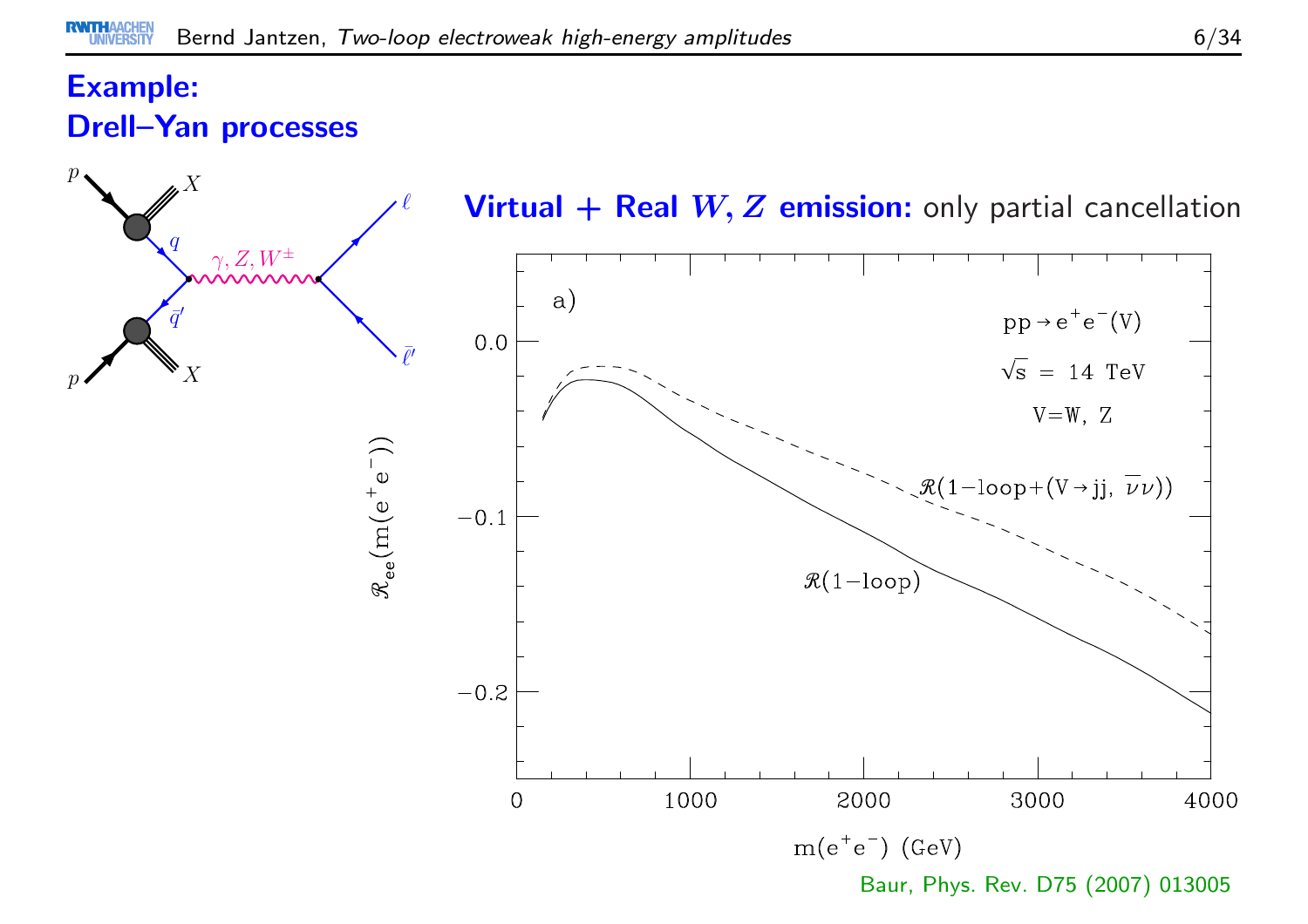# Example: Drell–Yan processes

**Virtual + Real $W, Z$ emission:** only partial cancellation

Baur, Phys. Rev. D75 (2007) 013005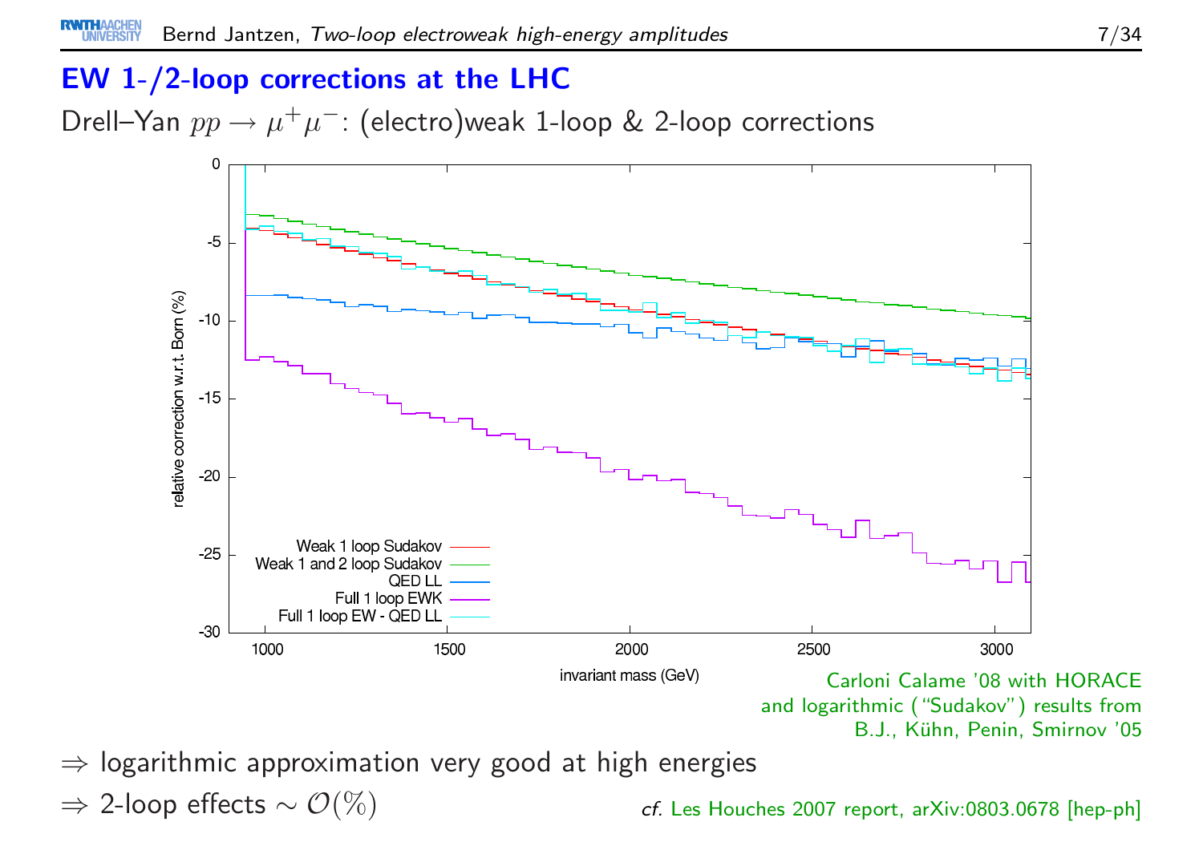## EW 1-/2-loop corrections at the LHC

Drell–Yan $pp \to \mu^+\mu^-$: (electro)weak 1-loop & 2-loop corrections

Carloni Calame '08 with HORACE and logarithmic ("Sudakov") results from B.J., Kühn, Penin, Smirnov '05

$\Rightarrow$ logarithmic approximation very good at high energies

$\Rightarrow$ 2-loop effects $\sim \mathcal{O}(\%)$

*cf.* Les Houches 2007 report, arXiv:0803.0678 [hep-ph]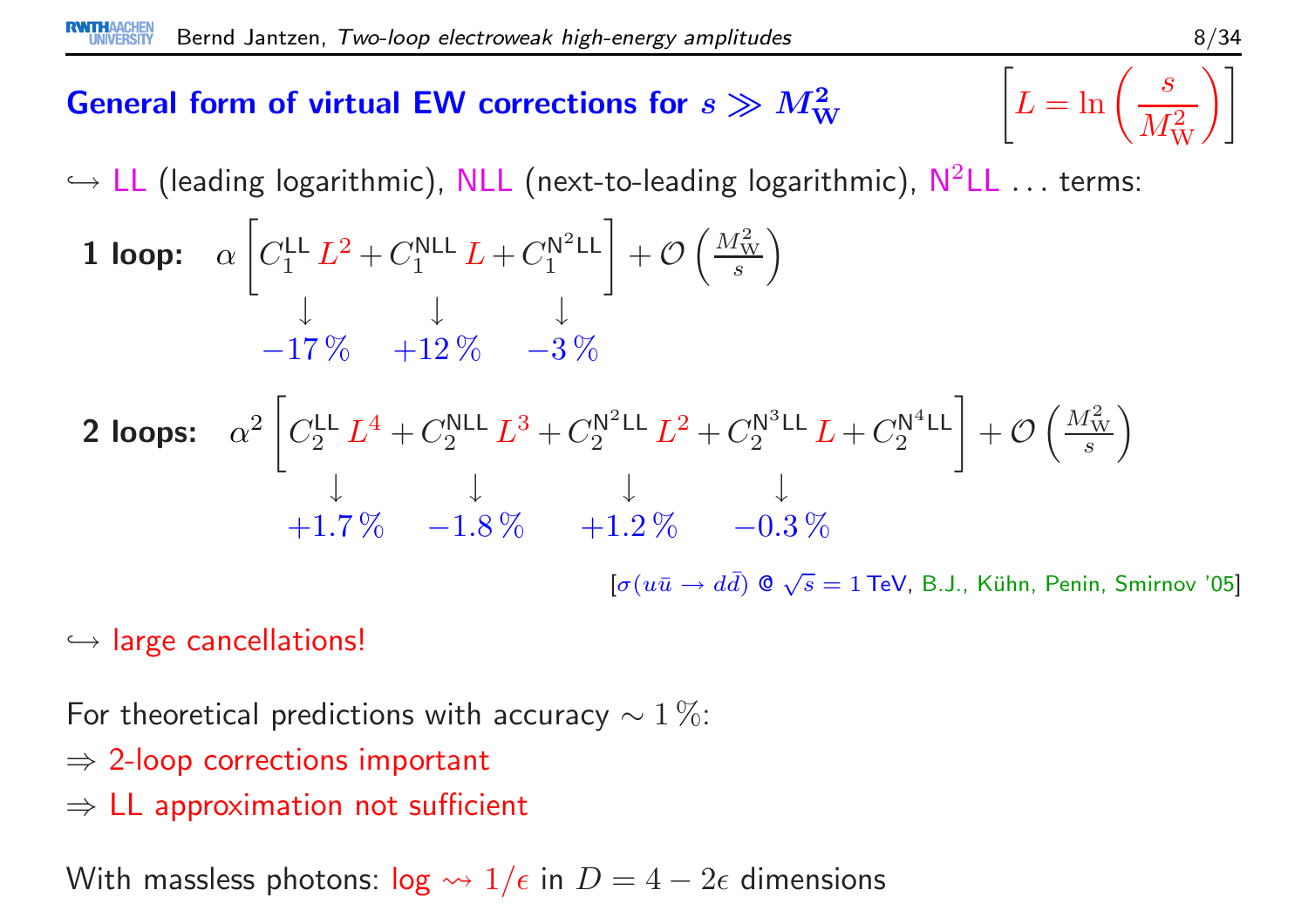## General form of virtual EW corrections for $s \gg M_W^2$

$$\left[L = \ln\left(\frac{s}{M_W^2}\right)\right]$$

$\hookrightarrow$ LL (leading logarithmic), NLL (next-to-leading logarithmic), $N^2LL$ ... terms:

**1 loop:** 

$$\alpha \left[ \underset{\downarrow \; -17\,\%}{C_1^{\text{LL}} L^2} + \underset{\downarrow \; +12\,\%}{C_1^{\text{NLL}} L} + \underset{\downarrow \; -3\,\%}{C_1^{\text{N}^2\text{LL}}} \right] + \mathcal{O}\left(\frac{M_W^2}{s}\right)$$

**2 loops:** 

$$\alpha^2 \left[ \underset{\downarrow \; +1.7\,\%}{C_2^{\text{LL}} L^4} + \underset{\downarrow \; -1.8\,\%}{C_2^{\text{NLL}} L^3} + \underset{\downarrow \; +1.2\,\%}{C_2^{\text{N}^2\text{LL}} L^2} + \underset{\downarrow \; -0.3\,\%}{C_2^{\text{N}^3\text{LL}} L} + C_2^{\text{N}^4\text{LL}} \right] + \mathcal{O}\left(\frac{M_W^2}{s}\right)$$

[$\sigma(u\bar{u} \to d\bar{d})$ @ $\sqrt{s} = 1$ TeV, B.J., Kühn, Penin, Smirnov '05]

$\hookrightarrow$ large cancellations!

For theoretical predictions with accuracy $\sim 1\,\%$:

$\Rightarrow$ 2-loop corrections important

$\Rightarrow$ LL approximation not sufficient

With massless photons: log $\rightsquigarrow 1/\epsilon$ in $D = 4 - 2\epsilon$ dimensions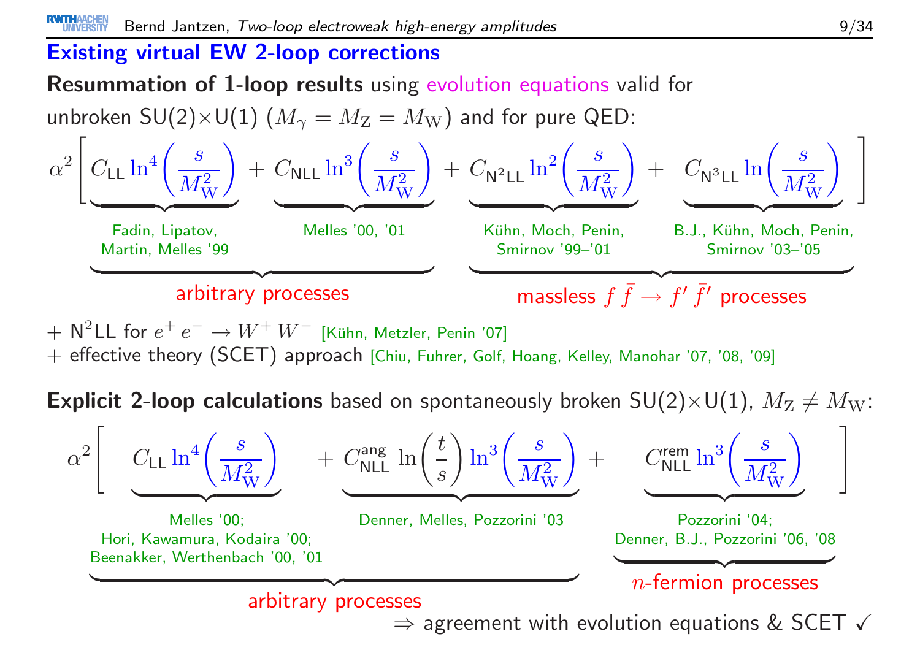## Existing virtual EW 2-loop corrections

**Resummation of 1-loop results** using evolution equations valid for unbroken SU(2)×U(1) ($M_\gamma = M_Z = M_W$) and for pure QED:

$$\alpha^2\left[ C_{LL}\ln^4\left(\frac{s}{M_W^2}\right) + C_{NLL}\ln^3\left(\frac{s}{M_W^2}\right) + C_{N^2LL}\ln^2\left(\frac{s}{M_W^2}\right) + C_{N^3LL}\ln\left(\frac{s}{M_W^2}\right) \right]$$

- $C_{LL}\ln^4$: Fadin, Lipatov, Martin, Melles '99
- $C_{NLL}\ln^3$: Melles '00, '01
- $C_{N^2LL}\ln^2$: Kühn, Moch, Penin, Smirnov '99–'01
- $C_{N^3LL}\ln$: B.J., Kühn, Moch, Penin, Smirnov '03–'05

LL and NLL: arbitrary processes; $N^2LL$ and $N^3LL$: massless $f\,\bar{f} \to f'\,\bar{f}'$ processes

+ N²LL for $e^+\,e^- \to W^+\,W^-$ [Kühn, Metzler, Penin '07]
+ effective theory (SCET) approach [Chiu, Fuhrer, Golf, Hoang, Kelley, Manohar '07, '08, '09]

**Explicit 2-loop calculations** based on spontaneously broken SU(2)×U(1), $M_Z \neq M_W$:

$$\alpha^2\left[ C_{LL}\ln^4\left(\frac{s}{M_W^2}\right) + C_{NLL}^{ang}\ln\left(\frac{t}{s}\right)\ln^3\left(\frac{s}{M_W^2}\right) + C_{NLL}^{rem}\ln^3\left(\frac{s}{M_W^2}\right) \right]$$

- $C_{LL}\ln^4$: Melles '00; Hori, Kawamura, Kodaira '00; Beenakker, Werthenbach '00, '01
- $C_{NLL}^{ang}$: Denner, Melles, Pozzorini '03
- $C_{NLL}^{rem}$: Pozzorini '04; Denner, B.J., Pozzorini '06, '08

$C_{LL}$ and $C_{NLL}^{ang}$: arbitrary processes; $C_{NLL}^{rem}$: $n$-fermion processes

⇒ agreement with evolution equations & SCET ✓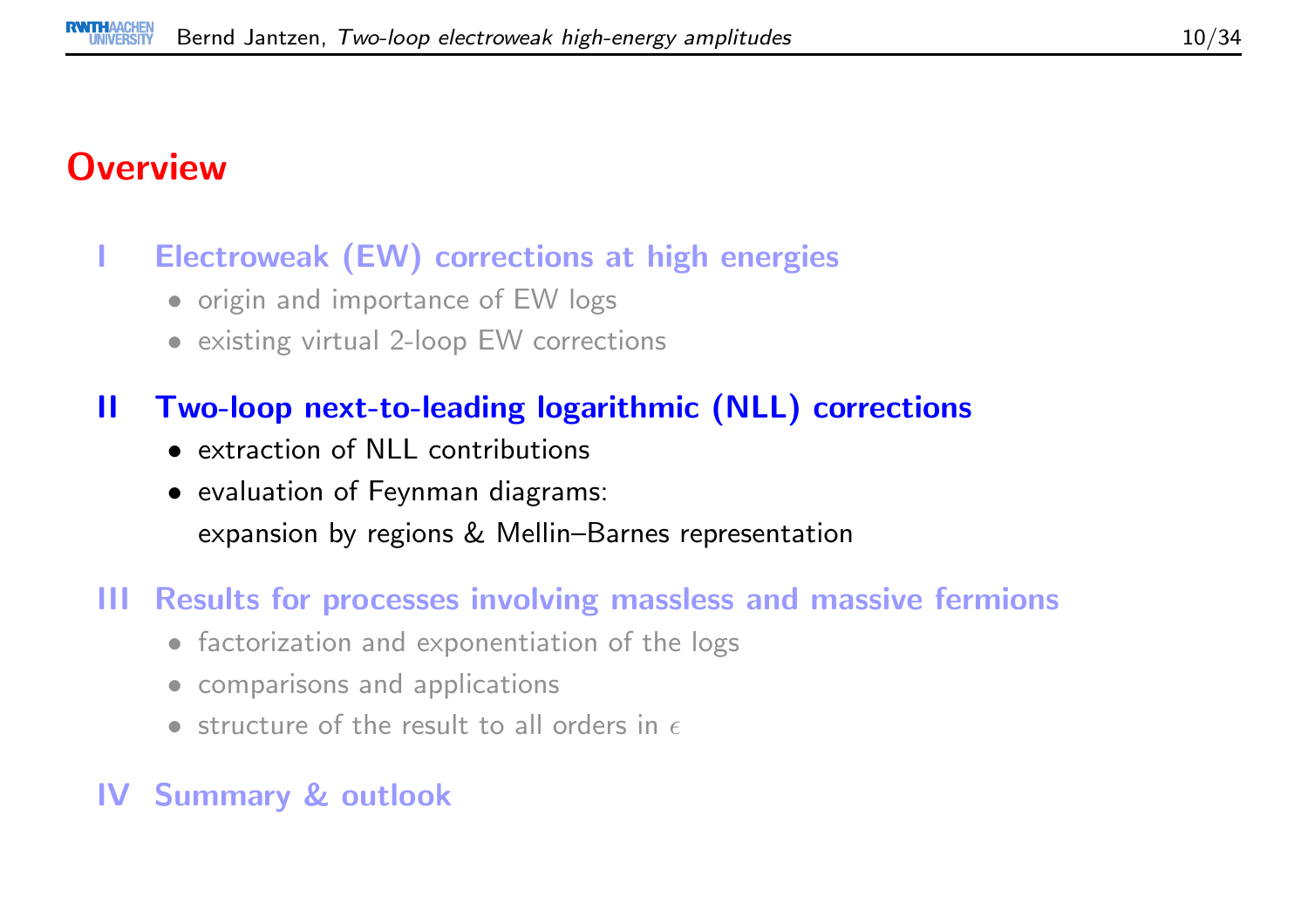# Overview

**I Electroweak (EW) corrections at high energies**

- origin and importance of EW logs
- existing virtual 2-loop EW corrections

**II Two-loop next-to-leading logarithmic (NLL) corrections**

- extraction of NLL contributions
- evaluation of Feynman diagrams:
  expansion by regions & Mellin–Barnes representation

**III Results for processes involving massless and massive fermions**

- factorization and exponentiation of the logs
- comparisons and applications
- structure of the result to all orders in $\epsilon$

**IV Summary & outlook**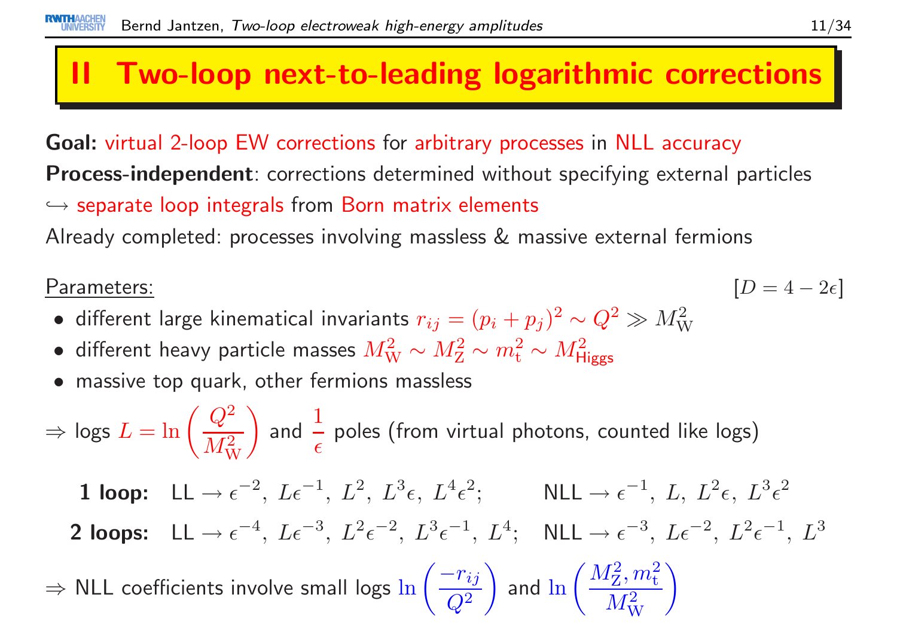# II Two-loop next-to-leading logarithmic corrections

**Goal:** virtual 2-loop EW corrections for arbitrary processes in NLL accuracy

**Process-independent**: corrections determined without specifying external particles

$\hookrightarrow$ separate loop integrals from Born matrix elements

Already completed: processes involving massless & massive external fermions

Parameters: $[D = 4 - 2\epsilon]$

- different large kinematical invariants $r_{ij} = (p_i + p_j)^2 \sim Q^2 \gg M_\mathrm{W}^2$
- different heavy particle masses $M_\mathrm{W}^2 \sim M_\mathrm{Z}^2 \sim m_\mathrm{t}^2 \sim M_\mathrm{Higgs}^2$
- massive top quark, other fermions massless

$\Rightarrow$ logs $L = \ln\left(\frac{Q^2}{M_\mathrm{W}^2}\right)$ and $\frac{1}{\epsilon}$ poles (from virtual photons, counted like logs)

**1 loop:** LL $\rightarrow \epsilon^{-2},\ L\epsilon^{-1},\ L^2,\ L^3\epsilon,\ L^4\epsilon^2;$ NLL $\rightarrow \epsilon^{-1},\ L,\ L^2\epsilon,\ L^3\epsilon^2$

**2 loops:** LL $\rightarrow \epsilon^{-4},\ L\epsilon^{-3},\ L^2\epsilon^{-2},\ L^3\epsilon^{-1},\ L^4;$ NLL $\rightarrow \epsilon^{-3},\ L\epsilon^{-2},\ L^2\epsilon^{-1},\ L^3$

$\Rightarrow$ NLL coefficients involve small logs $\ln\left(\frac{-r_{ij}}{Q^2}\right)$ and $\ln\left(\frac{M_\mathrm{Z}^2, m_\mathrm{t}^2}{M_\mathrm{W}^2}\right)$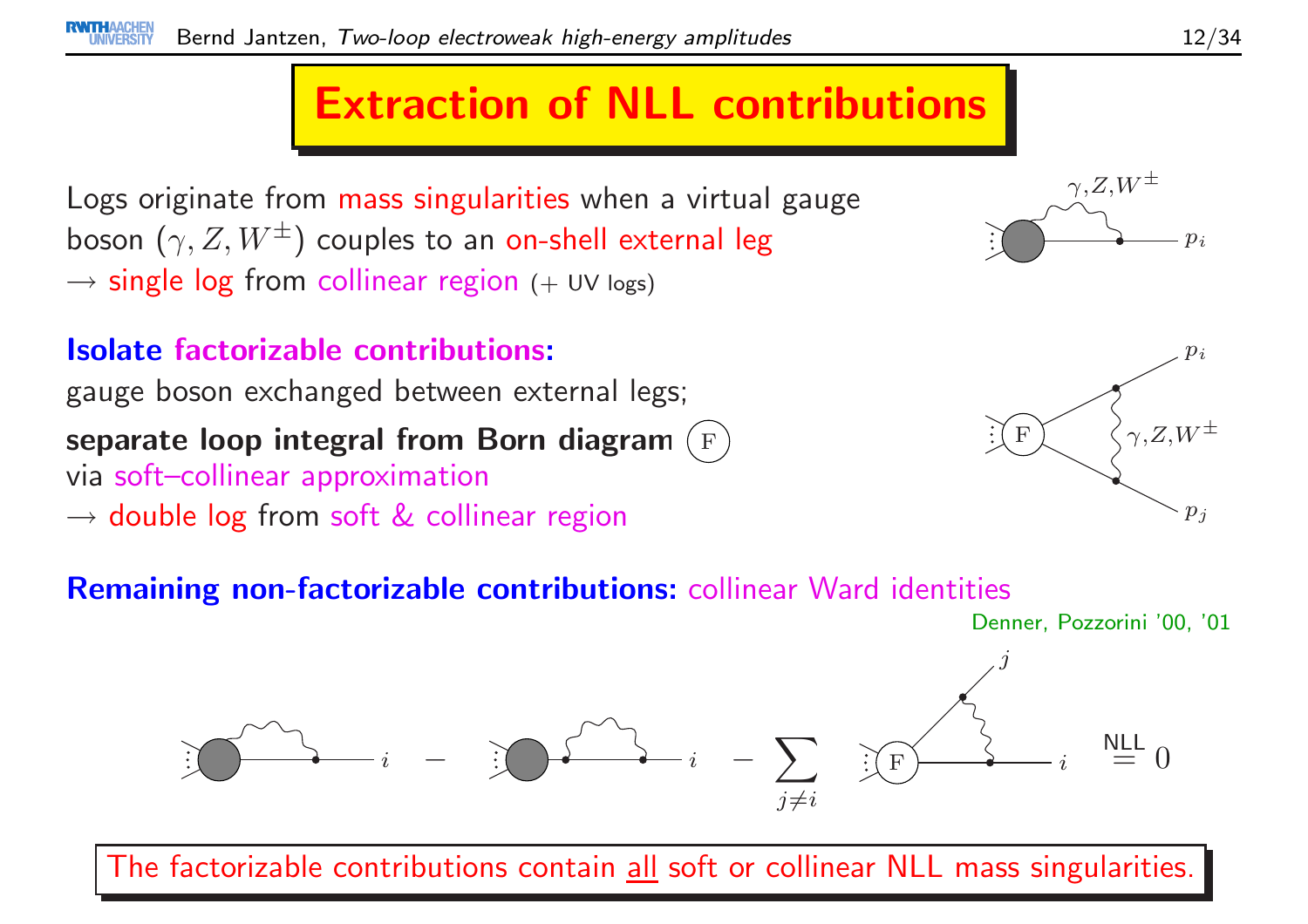# Extraction of NLL contributions

Logs originate from mass singularities when a virtual gauge boson ($\gamma, Z, W^{\pm}$) couples to an on-shell external leg
$\rightarrow$ single log from collinear region (+ UV logs)

**Isolate factorizable contributions:**
gauge boson exchanged between external legs;

**separate loop integral from Born diagram** (F)
via soft–collinear approximation
$\rightarrow$ double log from soft & collinear region

**Remaining non-factorizable contributions:** collinear Ward identities

Denner, Pozzorini '00, '01

$$\text{(diagram)}_i \; - \; \text{(diagram)}_i \; - \sum_{j \neq i} \text{(diagram)}_{i,j} \;\overset{\text{NLL}}{=}\; 0$$

The factorizable contributions contain <u>all</u> soft or collinear NLL mass singularities.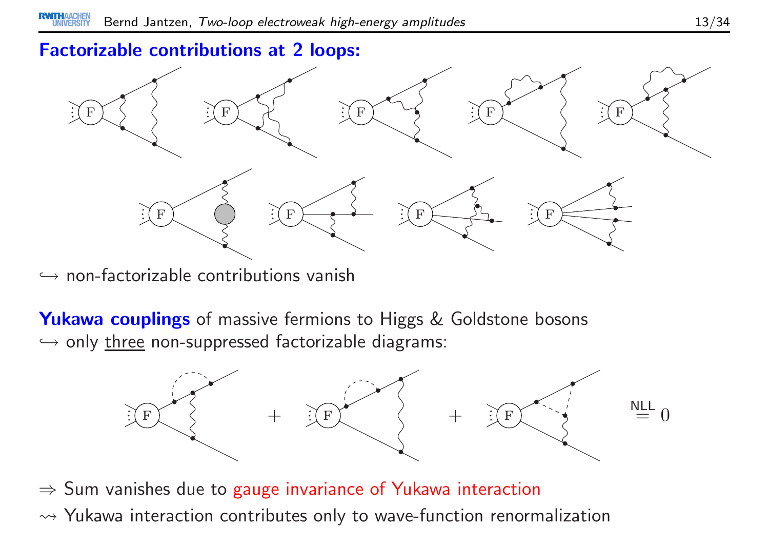## Factorizable contributions at 2 loops:

↪ non-factorizable contributions vanish

**Yukawa couplings** of massive fermions to Higgs & Goldstone bosons
↪ only <u>three</u> non-suppressed factorizable diagrams:

$$+ \quad + \quad \overset{\text{NLL}}{=} 0$$

⇒ Sum vanishes due to gauge invariance of Yukawa interaction
⇝ Yukawa interaction contributes only to wave-function renormalization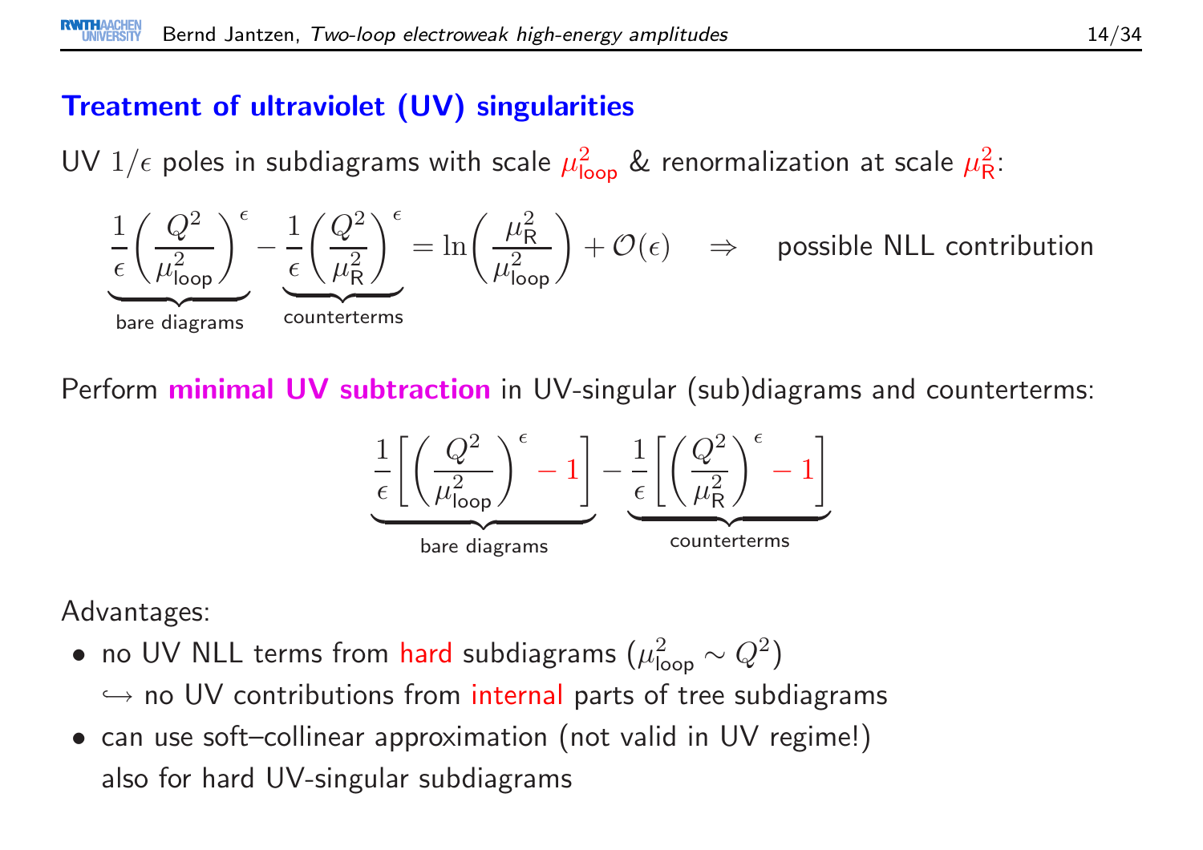## Treatment of ultraviolet (UV) singularities

UV $1/\epsilon$ poles in subdiagrams with scale $\mu^2_{\mathsf{loop}}$ & renormalization at scale $\mu^2_{\mathsf{R}}$:

$$\underbrace{\frac{1}{\epsilon}\left(\frac{Q^2}{\mu^2_{\mathsf{loop}}}\right)^{\epsilon}}_{\text{bare diagrams}} - \underbrace{\frac{1}{\epsilon}\left(\frac{Q^2}{\mu^2_{\mathsf{R}}}\right)^{\epsilon}}_{\text{counterterms}} = \ln\left(\frac{\mu^2_{\mathsf{R}}}{\mu^2_{\mathsf{loop}}}\right) + \mathcal{O}(\epsilon) \quad \Rightarrow \quad \text{possible NLL contribution}$$

Perform **minimal UV subtraction** in UV-singular (sub)diagrams and counterterms:

$$\underbrace{\frac{1}{\epsilon}\left[\left(\frac{Q^2}{\mu^2_{\mathsf{loop}}}\right)^{\epsilon} - 1\right]}_{\text{bare diagrams}} - \underbrace{\frac{1}{\epsilon}\left[\left(\frac{Q^2}{\mu^2_{\mathsf{R}}}\right)^{\epsilon} - 1\right]}_{\text{counterterms}}$$

Advantages:

- no UV NLL terms from hard subdiagrams ($\mu^2_{\mathsf{loop}} \sim Q^2$)
  $\hookrightarrow$ no UV contributions from internal parts of tree subdiagrams
- can use soft–collinear approximation (not valid in UV regime!) also for hard UV-singular subdiagrams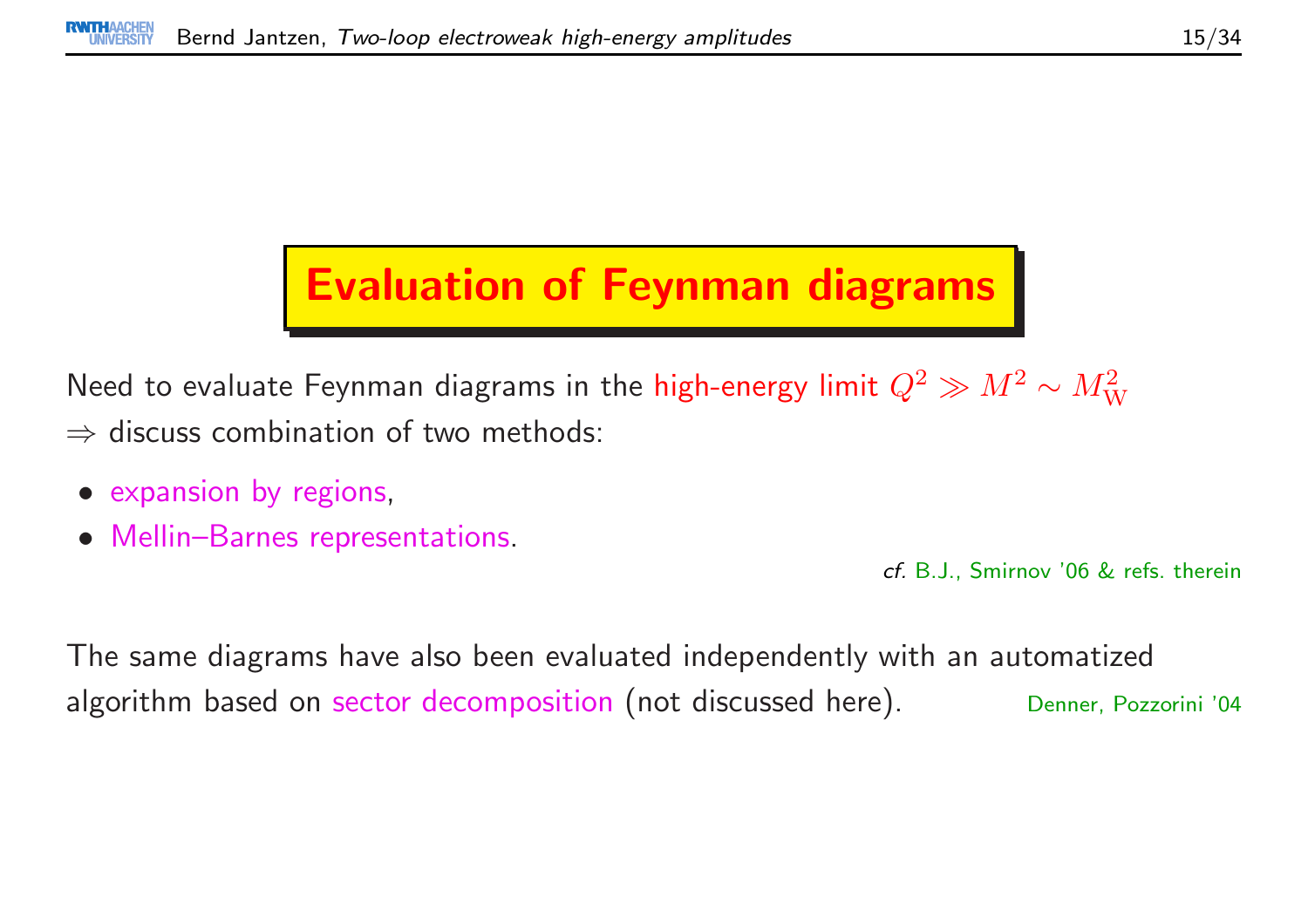# Evaluation of Feynman diagrams

Need to evaluate Feynman diagrams in the high-energy limit $Q^2 \gg M^2 \sim M_\mathrm{W}^2$
$\Rightarrow$ discuss combination of two methods:

- expansion by regions,
- Mellin–Barnes representations.

*cf.* B.J., Smirnov '06 & refs. therein

The same diagrams have also been evaluated independently with an automatized algorithm based on sector decomposition (not discussed here). Denner, Pozzorini '04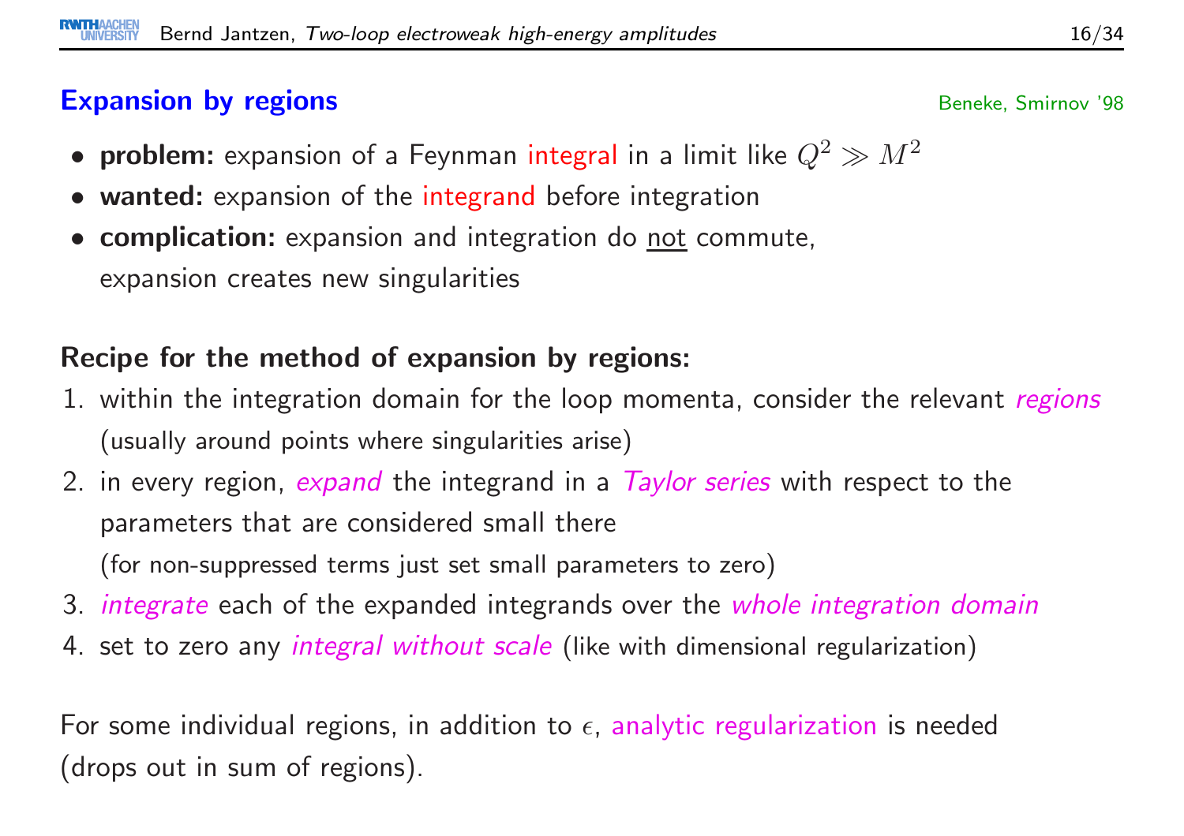## Expansion by regions

Beneke, Smirnov '98

- **problem:** expansion of a Feynman integral in a limit like $Q^2 \gg M^2$
- **wanted:** expansion of the integrand before integration
- **complication:** expansion and integration do not commute, expansion creates new singularities

**Recipe for the method of expansion by regions:**

1. within the integration domain for the loop momenta, consider the relevant *regions* (usually around points where singularities arise)
2. in every region, *expand* the integrand in a *Taylor series* with respect to the parameters that are considered small there (for non-suppressed terms just set small parameters to zero)
3. *integrate* each of the expanded integrands over the *whole integration domain*
4. set to zero any *integral without scale* (like with dimensional regularization)

For some individual regions, in addition to $\epsilon$, analytic regularization is needed (drops out in sum of regions).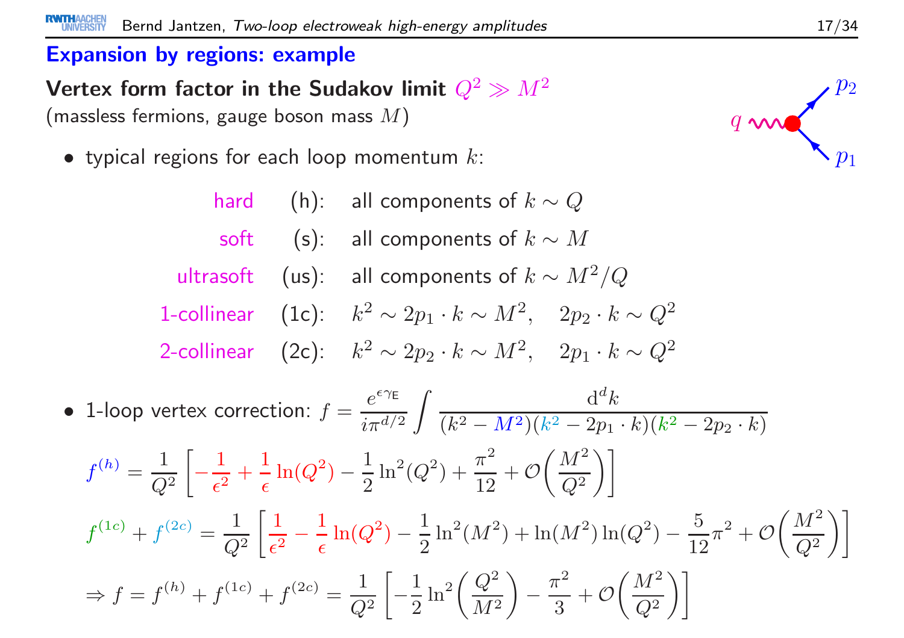## Expansion by regions: example

**Vertex form factor in the Sudakov limit $Q^2 \gg M^2$**
(massless fermions, gauge boson mass $M$)

- typical regions for each loop momentum $k$:

| | | |
|---|---|---|
| hard | (h): | all components of $k \sim Q$ |
| soft | (s): | all components of $k \sim M$ |
| ultrasoft | (us): | all components of $k \sim M^2/Q$ |
| 1-collinear | (1c): | $k^2 \sim 2p_1 \cdot k \sim M^2, \quad 2p_2 \cdot k \sim Q^2$ |
| 2-collinear | (2c): | $k^2 \sim 2p_2 \cdot k \sim M^2, \quad 2p_1 \cdot k \sim Q^2$ |

- 1-loop vertex correction: $f = \dfrac{e^{\epsilon\gamma_E}}{i\pi^{d/2}} \displaystyle\int \frac{\mathrm{d}^d k}{(k^2 - M^2)(k^2 - 2p_1 \cdot k)(k^2 - 2p_2 \cdot k)}$

$$f^{(h)} = \frac{1}{Q^2}\left[-\frac{1}{\epsilon^2} + \frac{1}{\epsilon}\ln(Q^2) - \frac{1}{2}\ln^2(Q^2) + \frac{\pi^2}{12} + \mathcal{O}\left(\frac{M^2}{Q^2}\right)\right]$$

$$f^{(1c)} + f^{(2c)} = \frac{1}{Q^2}\left[\frac{1}{\epsilon^2} - \frac{1}{\epsilon}\ln(Q^2) - \frac{1}{2}\ln^2(M^2) + \ln(M^2)\ln(Q^2) - \frac{5}{12}\pi^2 + \mathcal{O}\left(\frac{M^2}{Q^2}\right)\right]$$

$$\Rightarrow f = f^{(h)} + f^{(1c)} + f^{(2c)} = \frac{1}{Q^2}\left[-\frac{1}{2}\ln^2\left(\frac{Q^2}{M^2}\right) - \frac{\pi^2}{3} + \mathcal{O}\left(\frac{M^2}{Q^2}\right)\right]$$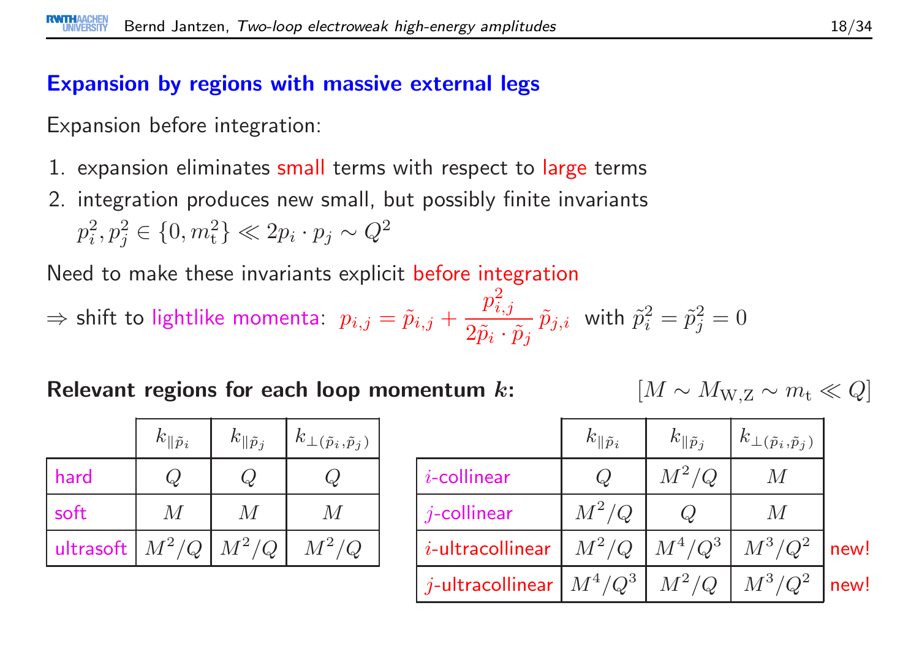## Expansion by regions with massive external legs

Expansion before integration:

1. expansion eliminates small terms with respect to large terms
2. integration produces new small, but possibly finite invariants
   $p_i^2, p_j^2 \in \{0, m_{\mathrm{t}}^2\} \ll 2p_i \cdot p_j \sim Q^2$

Need to make these invariants explicit before integration

$\Rightarrow$ shift to lightlike momenta: $p_{i,j} = \tilde{p}_{i,j} + \dfrac{p_{i,j}^2}{2\tilde{p}_i \cdot \tilde{p}_j}\, \tilde{p}_{j,i}$ with $\tilde{p}_i^2 = \tilde{p}_j^2 = 0$

**Relevant regions for each loop momentum $k$:** $[M \sim M_{\mathrm{W,Z}} \sim m_{\mathrm{t}} \ll Q]$

| | $k_{\parallel \tilde{p}_i}$ | $k_{\parallel \tilde{p}_j}$ | $k_{\perp(\tilde{p}_i, \tilde{p}_j)}$ |
|---|---|---|---|
| hard | $Q$ | $Q$ | $Q$ |
| soft | $M$ | $M$ | $M$ |
| ultrasoft | $M^2/Q$ | $M^2/Q$ | $M^2/Q$ |

| | $k_{\parallel \tilde{p}_i}$ | $k_{\parallel \tilde{p}_j}$ | $k_{\perp(\tilde{p}_i, \tilde{p}_j)}$ | |
|---|---|---|---|---|
| $i$-collinear | $Q$ | $M^2/Q$ | $M$ | |
| $j$-collinear | $M^2/Q$ | $Q$ | $M$ | |
| $i$-ultracollinear | $M^2/Q$ | $M^4/Q^3$ | $M^3/Q^2$ | new! |
| $j$-ultracollinear | $M^4/Q^3$ | $M^2/Q$ | $M^3/Q^2$ | new! |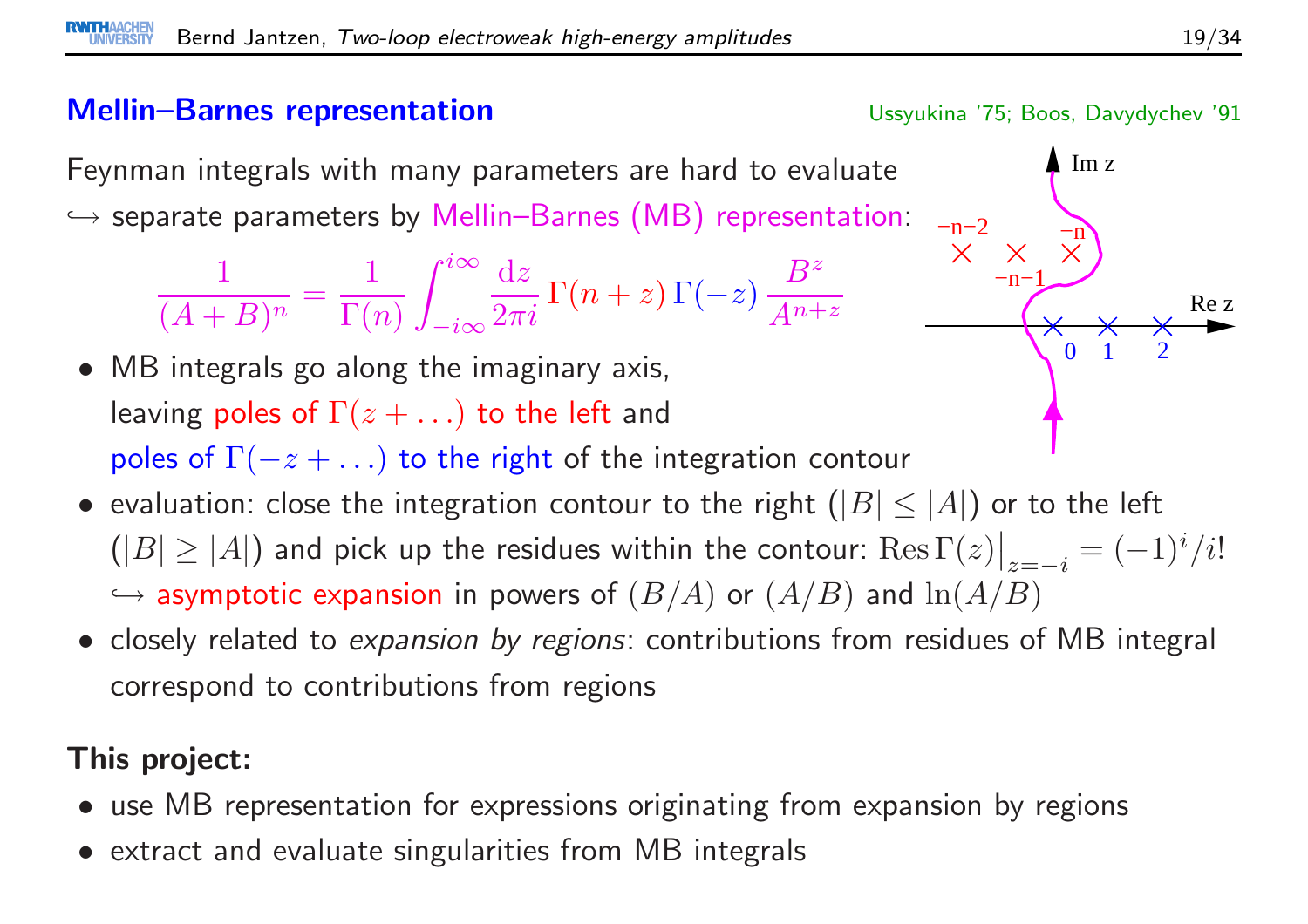## Mellin–Barnes representation

Ussyukina '75; Boos, Davydychev '91

Feynman integrals with many parameters are hard to evaluate
↪ separate parameters by Mellin–Barnes (MB) representation:

$$\frac{1}{(A+B)^n} = \frac{1}{\Gamma(n)} \int_{-i\infty}^{i\infty} \frac{\mathrm{d}z}{2\pi i} \, \Gamma(n+z) \, \Gamma(-z) \, \frac{B^z}{A^{n+z}}$$

- MB integrals go along the imaginary axis, leaving poles of $\Gamma(z+\ldots)$ to the left and poles of $\Gamma(-z+\ldots)$ to the right of the integration contour
- evaluation: close the integration contour to the right ($|B| \leq |A|$) or to the left ($|B| \geq |A|$) and pick up the residues within the contour: $\operatorname{Res}\Gamma(z)\big|_{z=-i} = (-1)^i/i!$
  ↪ asymptotic expansion in powers of $(B/A)$ or $(A/B)$ and $\ln(A/B)$
- closely related to *expansion by regions*: contributions from residues of MB integral correspond to contributions from regions

**This project:**

- use MB representation for expressions originating from expansion by regions
- extract and evaluate singularities from MB integrals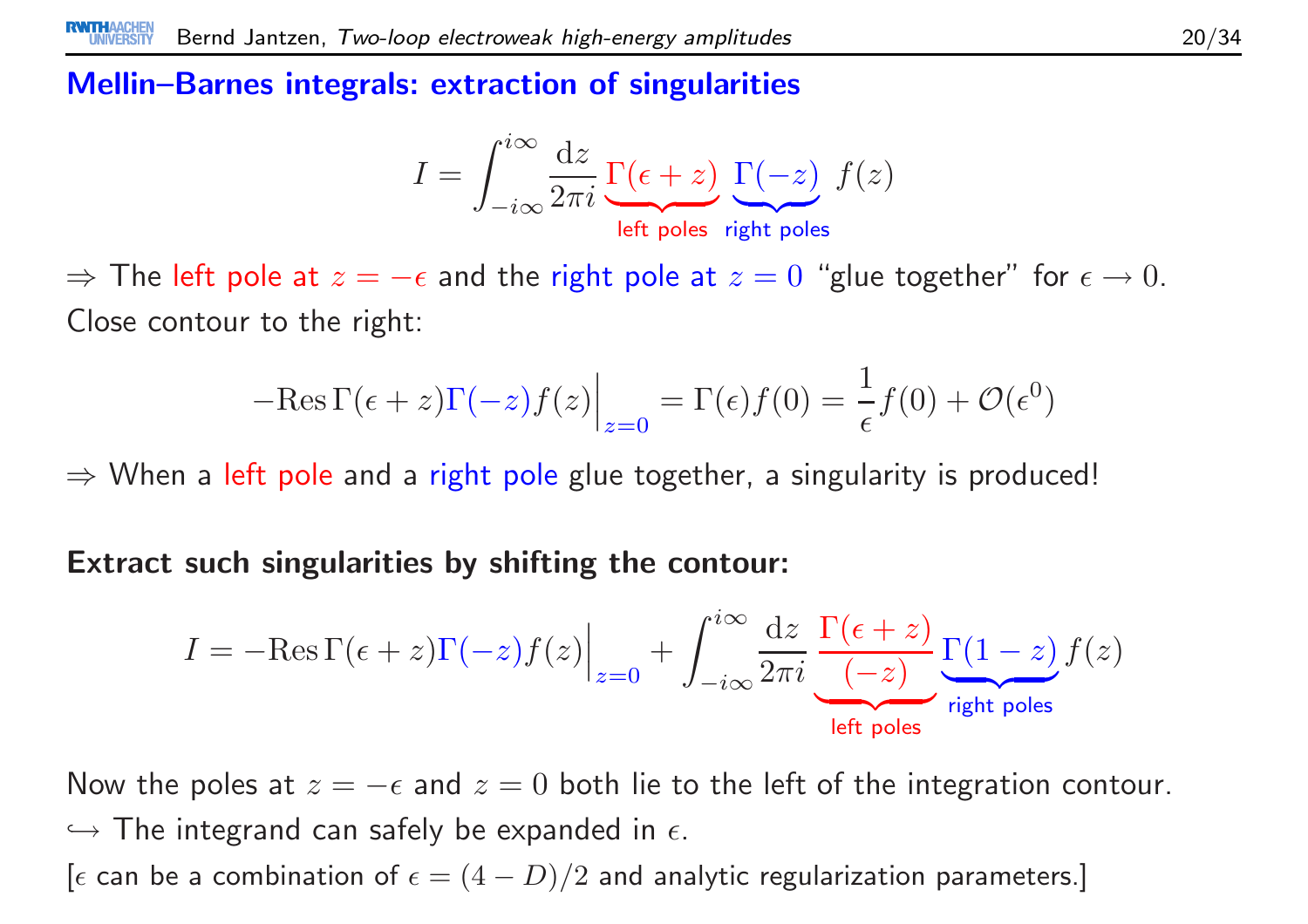## Mellin–Barnes integrals: extraction of singularities

$$I = \int_{-i\infty}^{i\infty} \frac{\mathrm{d}z}{2\pi i} \underbrace{\Gamma(\epsilon + z)}_{\text{left poles}} \underbrace{\Gamma(-z)}_{\text{right poles}} f(z)$$

$\Rightarrow$ The left pole at $z = -\epsilon$ and the right pole at $z = 0$ "glue together" for $\epsilon \to 0$.
Close contour to the right:

$$-\mathrm{Res}\,\Gamma(\epsilon + z)\Gamma(-z)f(z)\Big|_{z=0} = \Gamma(\epsilon)f(0) = \frac{1}{\epsilon}f(0) + \mathcal{O}(\epsilon^0)$$

$\Rightarrow$ When a left pole and a right pole glue together, a singularity is produced!

**Extract such singularities by shifting the contour:**

$$I = -\mathrm{Res}\,\Gamma(\epsilon + z)\Gamma(-z)f(z)\Big|_{z=0} + \int_{-i\infty}^{i\infty} \frac{\mathrm{d}z}{2\pi i} \underbrace{\frac{\Gamma(\epsilon + z)}{(-z)}}_{\text{left poles}} \underbrace{\Gamma(1 - z)}_{\text{right poles}} f(z)$$

Now the poles at $z = -\epsilon$ and $z = 0$ both lie to the left of the integration contour.
$\hookrightarrow$ The integrand can safely be expanded in $\epsilon$.
[$\epsilon$ can be a combination of $\epsilon = (4 - D)/2$ and analytic regularization parameters.]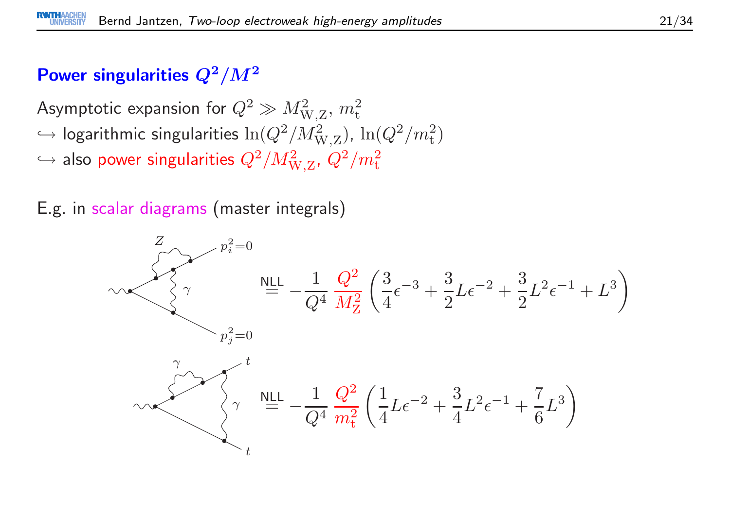## Power singularities $Q^2/M^2$

Asymptotic expansion for $Q^2 \gg M^2_{\mathrm{W,Z}},\, m_\mathrm{t}^2$

$\hookrightarrow$ logarithmic singularities $\ln(Q^2/M^2_{\mathrm{W,Z}})$, $\ln(Q^2/m_\mathrm{t}^2)$

$\hookrightarrow$ also power singularities $Q^2/M^2_{\mathrm{W,Z}}$, $Q^2/m_\mathrm{t}^2$

E.g. in scalar diagrams (master integrals)

$$\overset{\text{NLL}}{=} -\frac{1}{Q^4}\,\frac{Q^2}{M_\mathrm{Z}^2}\left(\frac{3}{4}\epsilon^{-3} + \frac{3}{2}L\epsilon^{-2} + \frac{3}{2}L^2\epsilon^{-1} + L^3\right)$$

$$\overset{\text{NLL}}{=} -\frac{1}{Q^4}\,\frac{Q^2}{m_\mathrm{t}^2}\left(\frac{1}{4}L\epsilon^{-2} + \frac{3}{4}L^2\epsilon^{-1} + \frac{7}{6}L^3\right)$$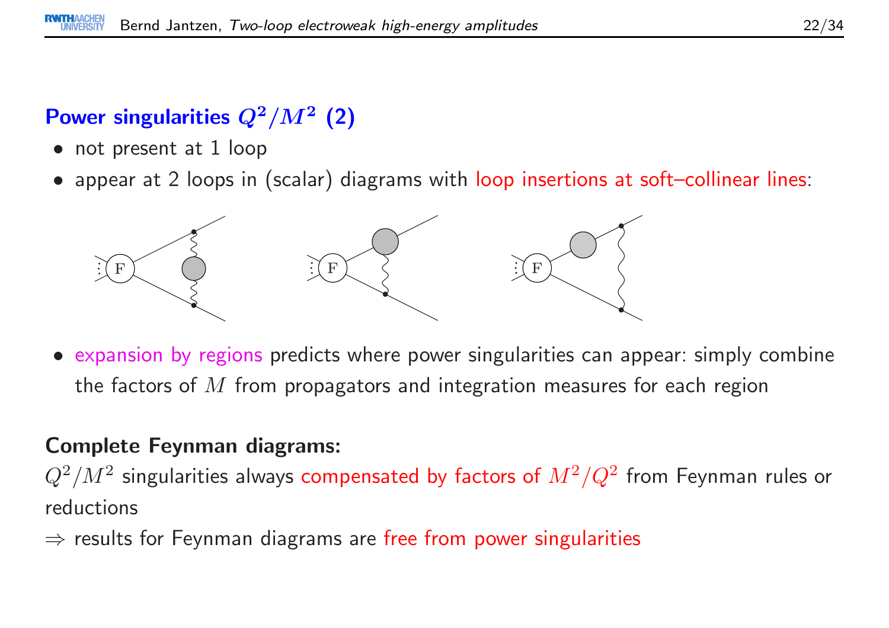## Power singularities $Q^2/M^2$ (2)

- not present at 1 loop
- appear at 2 loops in (scalar) diagrams with loop insertions at soft–collinear lines:

- expansion by regions predicts where power singularities can appear: simply combine the factors of $M$ from propagators and integration measures for each region

**Complete Feynman diagrams:**

$Q^2/M^2$ singularities always compensated by factors of $M^2/Q^2$ from Feynman rules or reductions

$\Rightarrow$ results for Feynman diagrams are free from power singularities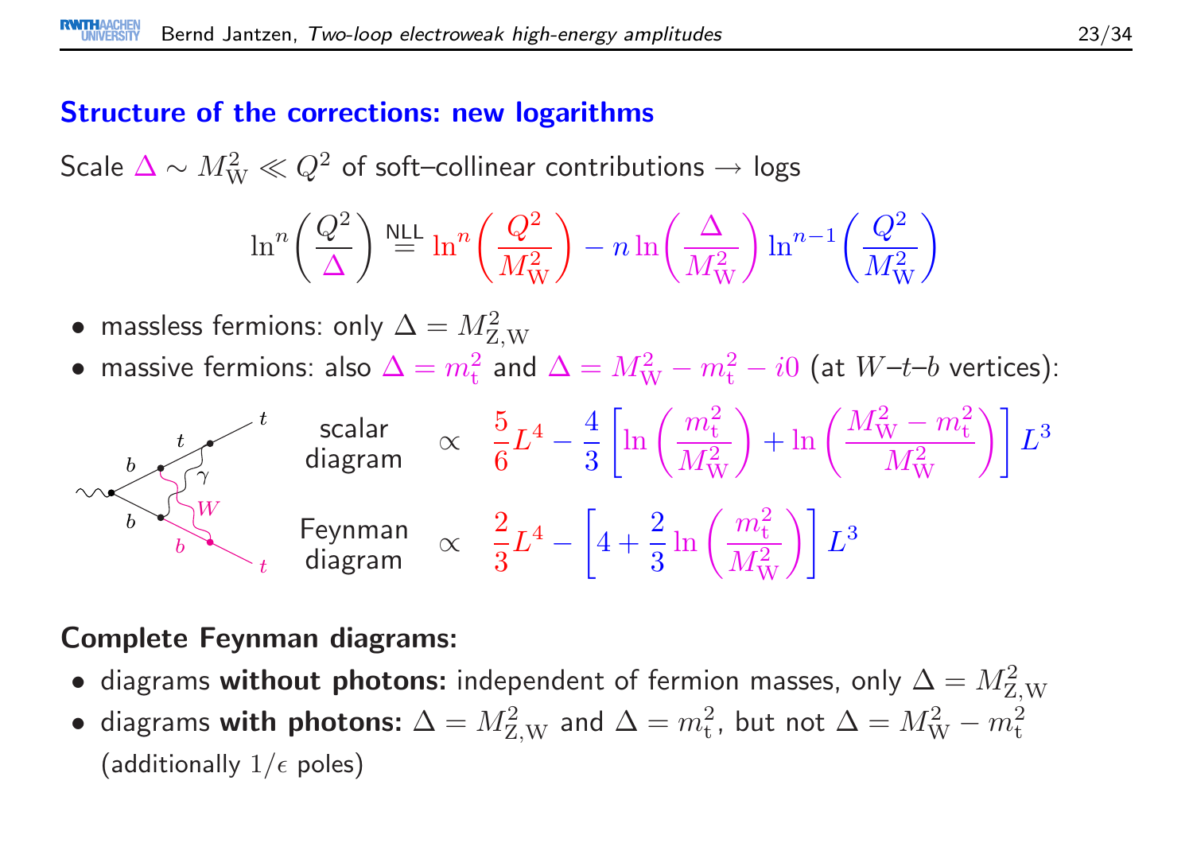## Structure of the corrections: new logarithms

Scale $\Delta \sim M_\mathrm{W}^2 \ll Q^2$ of soft–collinear contributions → logs

$$\ln^n\left(\frac{Q^2}{\Delta}\right) \overset{\text{NLL}}{=} \ln^n\left(\frac{Q^2}{M_\mathrm{W}^2}\right) - n\ln\left(\frac{\Delta}{M_\mathrm{W}^2}\right)\ln^{n-1}\left(\frac{Q^2}{M_\mathrm{W}^2}\right)$$

- massless fermions: only $\Delta = M_\mathrm{Z,W}^2$
- massive fermions: also $\Delta = m_\mathrm{t}^2$ and $\Delta = M_\mathrm{W}^2 - m_\mathrm{t}^2 - i0$ (at $W$–$t$–$b$ vertices):

scalar diagram $\propto \frac{5}{6}L^4 - \frac{4}{3}\left[\ln\left(\frac{m_\mathrm{t}^2}{M_\mathrm{W}^2}\right) + \ln\left(\frac{M_\mathrm{W}^2 - m_\mathrm{t}^2}{M_\mathrm{W}^2}\right)\right]L^3$

Feynman diagram $\propto \frac{2}{3}L^4 - \left[4 + \frac{2}{3}\ln\left(\frac{m_\mathrm{t}^2}{M_\mathrm{W}^2}\right)\right]L^3$

**Complete Feynman diagrams:**

- diagrams **without photons:** independent of fermion masses, only $\Delta = M_\mathrm{Z,W}^2$
- diagrams **with photons:** $\Delta = M_\mathrm{Z,W}^2$ and $\Delta = m_\mathrm{t}^2$, but not $\Delta = M_\mathrm{W}^2 - m_\mathrm{t}^2$ (additionally $1/\epsilon$ poles)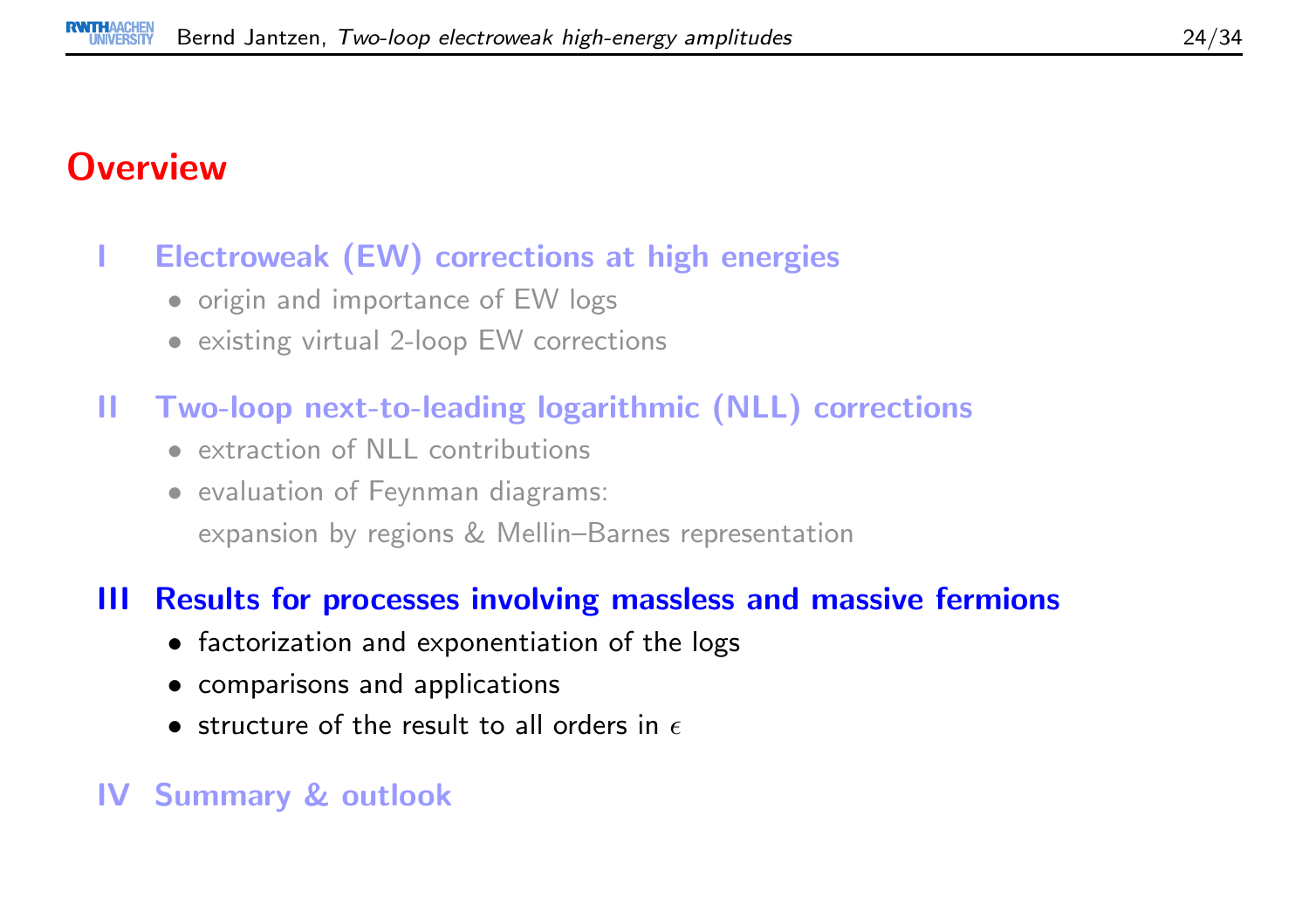# Overview

## I Electroweak (EW) corrections at high energies

- origin and importance of EW logs
- existing virtual 2-loop EW corrections

## II Two-loop next-to-leading logarithmic (NLL) corrections

- extraction of NLL contributions
- evaluation of Feynman diagrams:
  expansion by regions & Mellin–Barnes representation

## III Results for processes involving massless and massive fermions

- factorization and exponentiation of the logs
- comparisons and applications
- structure of the result to all orders in $\epsilon$

## IV Summary & outlook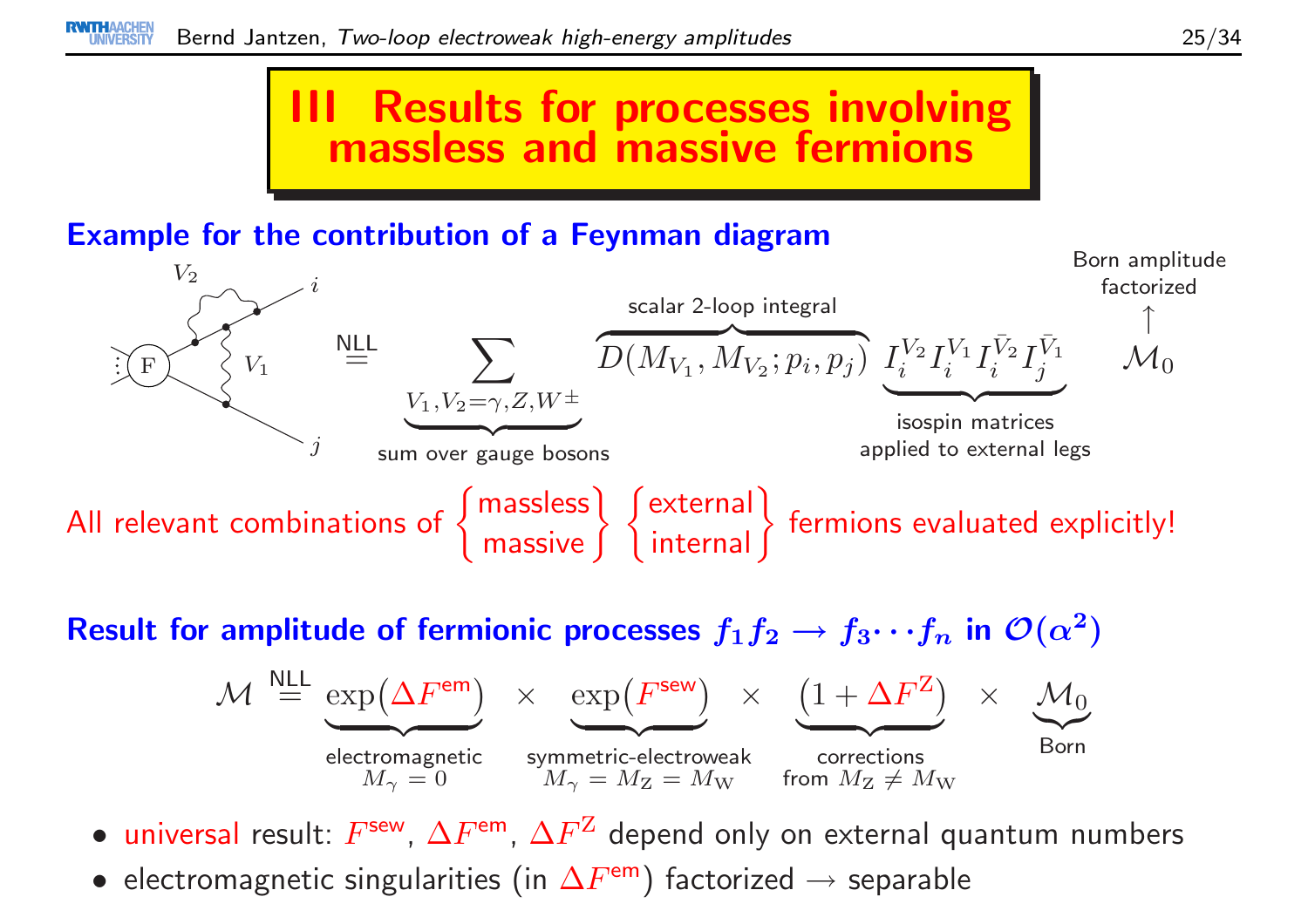# III Results for processes involving massless and massive fermions

## Example for the contribution of a Feynman diagram

$$\stackrel{\text{NLL}}{=} \underbrace{\sum_{V_1, V_2 = \gamma, Z, W^\pm}}_{\text{sum over gauge bosons}} \overbrace{D(M_{V_1}, M_{V_2}; p_i, p_j)}^{\text{scalar 2-loop integral}} \underbrace{I_i^{V_2} I_i^{V_1} I_i^{\bar{V}_2} I_j^{\bar{V}_1}}_{\text{isospin matrices applied to external legs}} \underbrace{\mathcal{M}_0}_{\text{Born amplitude factorized}}$$

All relevant combinations of $\left\{ \begin{array}{c} \text{massless} \\ \text{massive} \end{array} \right\}$ $\left\{ \begin{array}{c} \text{external} \\ \text{internal} \end{array} \right\}$ fermions evaluated explicitly!

## Result for amplitude of fermionic processes $f_1 f_2 \to f_3 \cdots f_n$ in $\mathcal{O}(\alpha^2)$

$$\mathcal{M} \stackrel{\text{NLL}}{=} \underbrace{\exp\left(\Delta F^{\text{em}}\right)}_{\substack{\text{electromagnetic} \\ M_\gamma = 0}} \times \underbrace{\exp\left(F^{\text{sew}}\right)}_{\substack{\text{symmetric-electroweak} \\ M_\gamma = M_Z = M_W}} \times \underbrace{\left(1 + \Delta F^{Z}\right)}_{\substack{\text{corrections} \\ \text{from } M_Z \neq M_W}} \times \underbrace{\mathcal{M}_0}_{\text{Born}}$$

- universal result: $F^{\text{sew}}$, $\Delta F^{\text{em}}$, $\Delta F^{Z}$ depend only on external quantum numbers
- electromagnetic singularities (in $\Delta F^{\text{em}}$) factorized → separable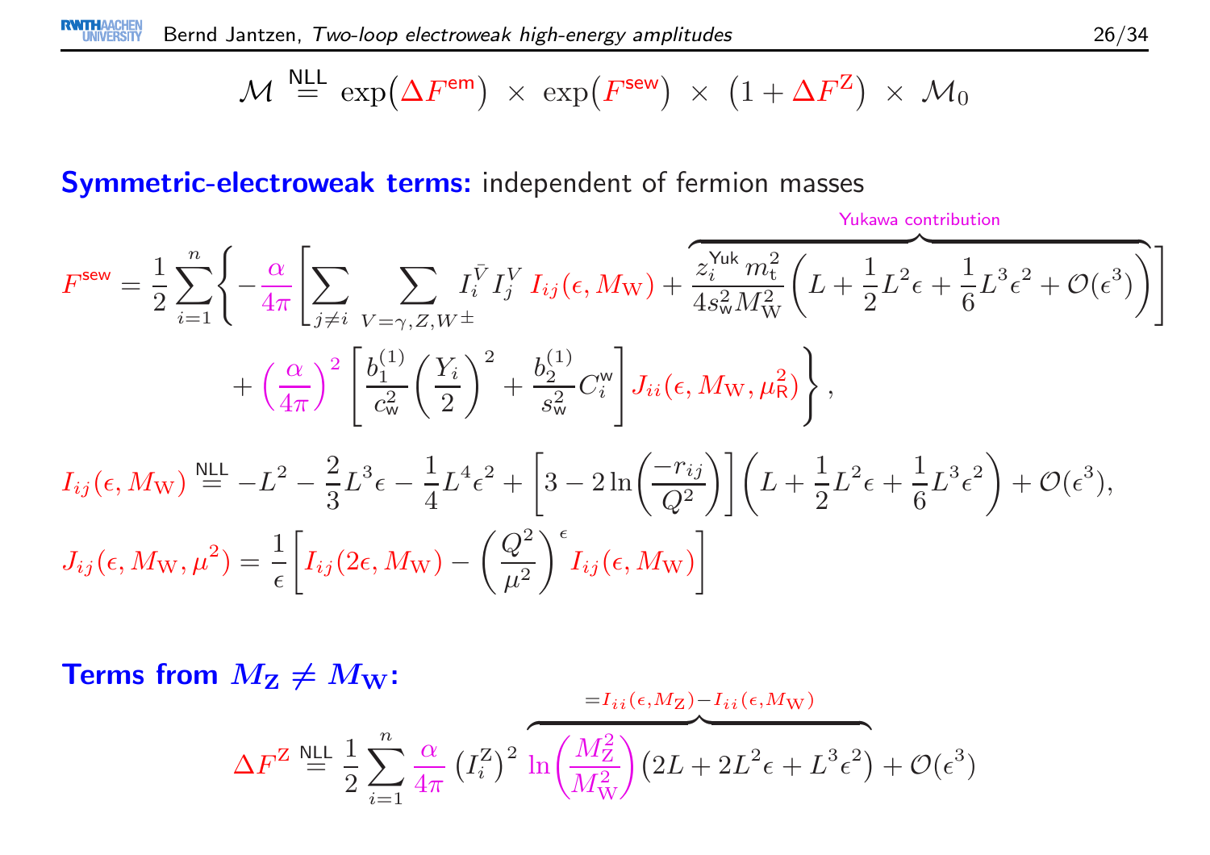$$\mathcal{M} \overset{\text{NLL}}{=} \exp\left(\Delta F^{\text{em}}\right) \times \exp\left(F^{\text{sew}}\right) \times \left(1 + \Delta F^{\text{Z}}\right) \times \mathcal{M}_0$$

**Symmetric-electroweak terms:** independent of fermion masses

$$F^{\text{sew}} = \frac{1}{2}\sum_{i=1}^{n}\Bigg\{-\frac{\alpha}{4\pi}\Bigg[\sum_{j\neq i}\sum_{V=\gamma,Z,W^\pm} I_i^{\bar{V}} I_j^{V}\, I_{ij}(\epsilon, M_{\text{W}}) + \overbrace{\frac{z_i^{\text{Yuk}}\, m_{\text{t}}^2}{4 s_{\text{w}}^2 M_{\text{W}}^2}\left(L + \frac{1}{2}L^2\epsilon + \frac{1}{6}L^3\epsilon^2 + \mathcal{O}(\epsilon^3)\right)}^{\text{Yukawa contribution}}\Bigg]$$

$$+ \left(\frac{\alpha}{4\pi}\right)^2 \left[\frac{b_1^{(1)}}{c_{\text{w}}^2}\left(\frac{Y_i}{2}\right)^2 + \frac{b_2^{(1)}}{s_{\text{w}}^2} C_i^{\text{w}}\right] J_{ii}(\epsilon, M_{\text{W}}, \mu_{\text{R}}^2)\Bigg\},$$

$$I_{ij}(\epsilon, M_{\text{W}}) \overset{\text{NLL}}{=} -L^2 - \frac{2}{3}L^3\epsilon - \frac{1}{4}L^4\epsilon^2 + \left[3 - 2\ln\left(\frac{-r_{ij}}{Q^2}\right)\right]\left(L + \frac{1}{2}L^2\epsilon + \frac{1}{6}L^3\epsilon^2\right) + \mathcal{O}(\epsilon^3),$$

$$J_{ij}(\epsilon, M_{\text{W}}, \mu^2) = \frac{1}{\epsilon}\left[I_{ij}(2\epsilon, M_{\text{W}}) - \left(\frac{Q^2}{\mu^2}\right)^{\epsilon} I_{ij}(\epsilon, M_{\text{W}})\right]$$

**Terms from $M_{\text{Z}} \neq M_{\text{W}}$:**

$$\Delta F^{\text{Z}} \overset{\text{NLL}}{=} \frac{1}{2}\sum_{i=1}^{n}\frac{\alpha}{4\pi}\left(I_i^{\text{Z}}\right)^2 \overbrace{\ln\left(\frac{M_{\text{Z}}^2}{M_{\text{W}}^2}\right)\left(2L + 2L^2\epsilon + L^3\epsilon^2\right)}^{=I_{ii}(\epsilon, M_{\text{Z}}) - I_{ii}(\epsilon, M_{\text{W}})} + \mathcal{O}(\epsilon^3)$$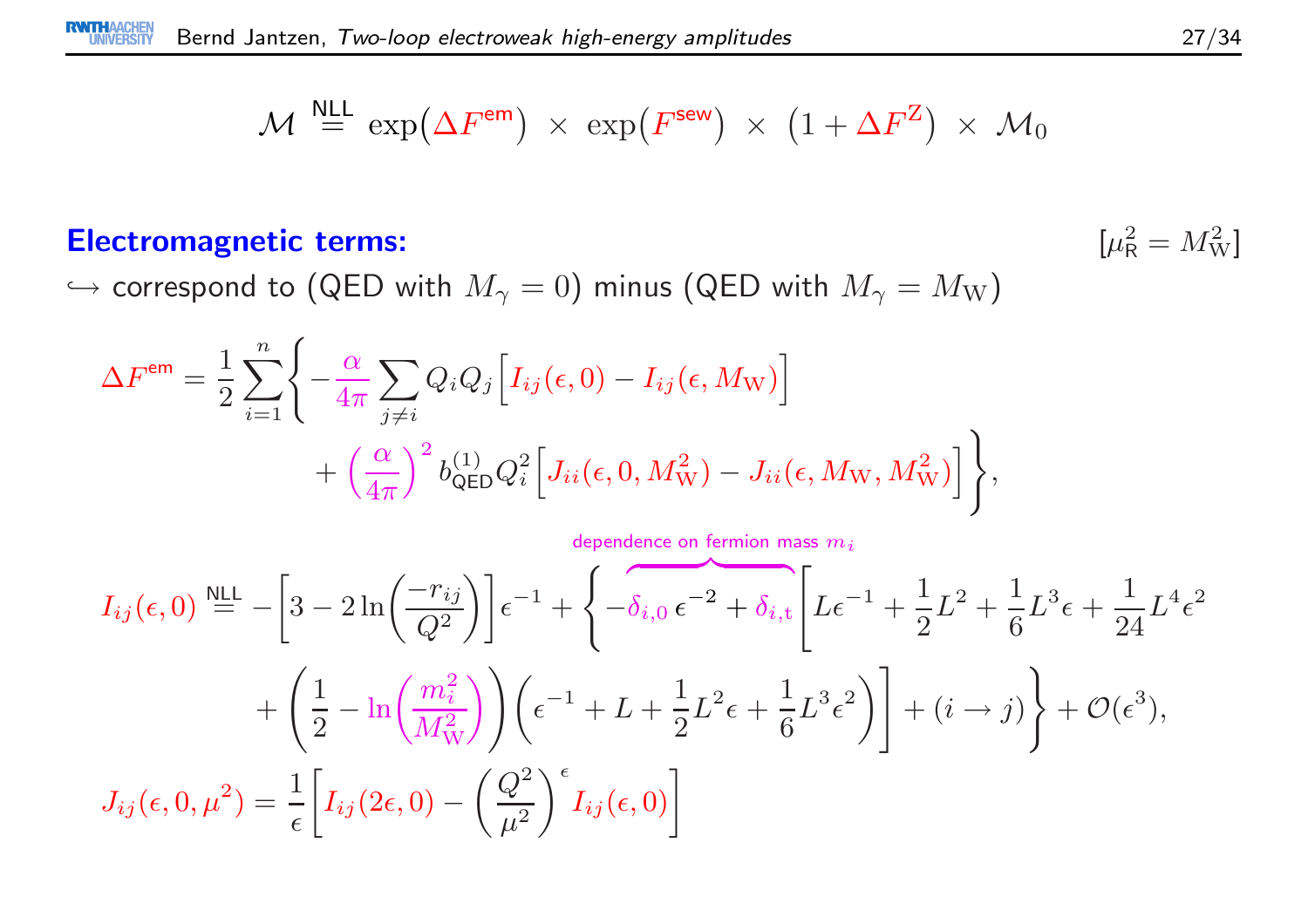$$\mathcal{M} \overset{\text{NLL}}{=} \exp\big(\Delta F^{\text{em}}\big) \times \exp\big(F^{\text{sew}}\big) \times \big(1 + \Delta F^{\text{Z}}\big) \times \mathcal{M}_0$$

**Electromagnetic terms:** $[\mu_{\text{R}}^2 = M_{\text{W}}^2]$

$\hookrightarrow$ correspond to (QED with $M_\gamma = 0$) minus (QED with $M_\gamma = M_{\text{W}}$)

$$\Delta F^{\text{em}} = \frac{1}{2}\sum_{i=1}^{n}\Bigg\{ -\frac{\alpha}{4\pi}\sum_{j\neq i} Q_i Q_j \Big[ I_{ij}(\epsilon, 0) - I_{ij}(\epsilon, M_{\text{W}}) \Big] + \left(\frac{\alpha}{4\pi}\right)^2 b_{\text{QED}}^{(1)} Q_i^2 \Big[ J_{ii}(\epsilon, 0, M_{\text{W}}^2) - J_{ii}(\epsilon, M_{\text{W}}, M_{\text{W}}^2) \Big] \Bigg\},$$

$$I_{ij}(\epsilon, 0) \overset{\text{NLL}}{=} -\left[3 - 2\ln\!\left(\frac{-r_{ij}}{Q^2}\right)\right]\epsilon^{-1} + \Bigg\{ \overbrace{-\delta_{i,0}\,\epsilon^{-2} + \delta_{i,\text{t}}}^{\text{dependence on fermion mass } m_i} \bigg[ L\epsilon^{-1} + \frac{1}{2}L^2 + \frac{1}{6}L^3\epsilon + \frac{1}{24}L^4\epsilon^2 + \left(\frac{1}{2} - \ln\!\left(\frac{m_i^2}{M_{\text{W}}^2}\right)\right)\left(\epsilon^{-1} + L + \frac{1}{2}L^2\epsilon + \frac{1}{6}L^3\epsilon^2\right) \bigg] + (i \to j) \Bigg\} + \mathcal{O}(\epsilon^3),$$

$$J_{ij}(\epsilon, 0, \mu^2) = \frac{1}{\epsilon}\left[ I_{ij}(2\epsilon, 0) - \left(\frac{Q^2}{\mu^2}\right)^{\epsilon} I_{ij}(\epsilon, 0) \right]$$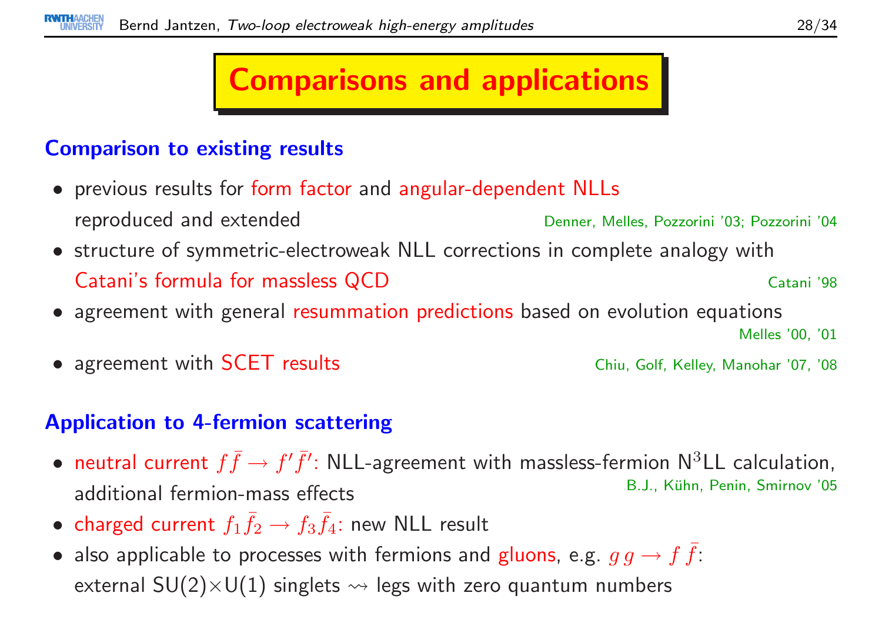# Comparisons and applications

## Comparison to existing results

- previous results for form factor and angular-dependent NLLs reproduced and extended — Denner, Melles, Pozzorini '03; Pozzorini '04
- structure of symmetric-electroweak NLL corrections in complete analogy with Catani's formula for massless QCD — Catani '98
- agreement with general resummation predictions based on evolution equations — Melles '00, '01
- agreement with SCET results — Chiu, Golf, Kelley, Manohar '07, '08

## Application to 4-fermion scattering

- neutral current $f\bar{f} \to f'\bar{f}'$: NLL-agreement with massless-fermion N$^3$LL calculation, additional fermion-mass effects — B.J., Kühn, Penin, Smirnov '05
- charged current $f_1\bar{f}_2 \to f_3\bar{f}_4$: new NLL result
- also applicable to processes with fermions and gluons, e.g. $g\,g \to f\,\bar{f}$: external SU(2)×U(1) singlets $\rightsquigarrow$ legs with zero quantum numbers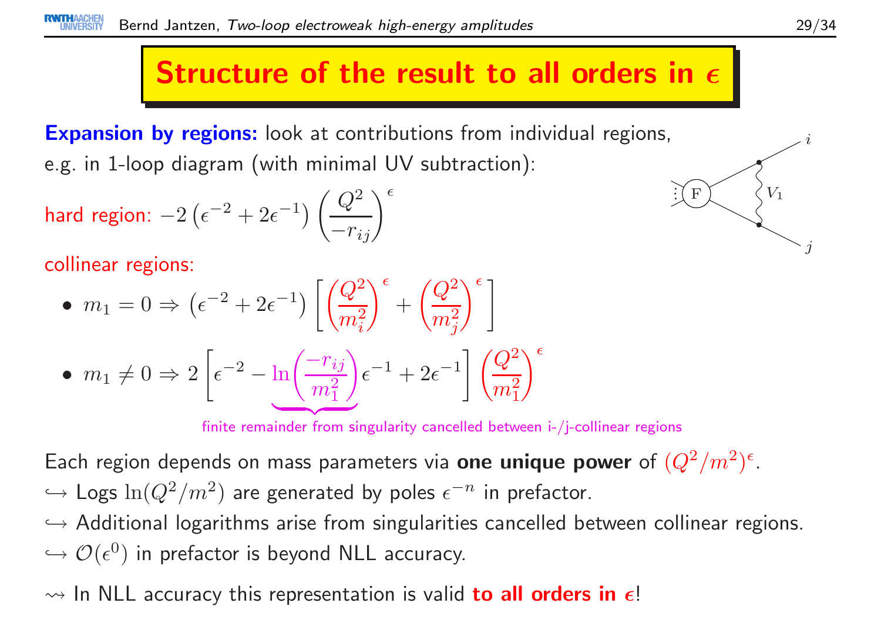# Structure of the result to all orders in $\epsilon$

**Expansion by regions:** look at contributions from individual regions, e.g. in 1-loop diagram (with minimal UV subtraction):

hard region: $-2\left(\epsilon^{-2}+2\epsilon^{-1}\right)\left(\frac{Q^2}{-r_{ij}}\right)^{\epsilon}$

collinear regions:

- $m_1 = 0 \Rightarrow \left(\epsilon^{-2}+2\epsilon^{-1}\right)\left[\left(\frac{Q^2}{m_i^2}\right)^{\epsilon}+\left(\frac{Q^2}{m_j^2}\right)^{\epsilon}\right]$
- $m_1 \neq 0 \Rightarrow 2\left[\epsilon^{-2} - \underbrace{\ln\left(\frac{-r_{ij}}{m_1^2}\right)}\epsilon^{-1}+2\epsilon^{-1}\right]\left(\frac{Q^2}{m_1^2}\right)^{\epsilon}$

finite remainder from singularity cancelled between i-/j-collinear regions

Each region depends on mass parameters via **one unique power** of $(Q^2/m^2)^{\epsilon}$.

$\hookrightarrow$ Logs $\ln(Q^2/m^2)$ are generated by poles $\epsilon^{-n}$ in prefactor.

$\hookrightarrow$ Additional logarithms arise from singularities cancelled between collinear regions.

$\hookrightarrow$ $\mathcal{O}(\epsilon^0)$ in prefactor is beyond NLL accuracy.

$\rightsquigarrow$ In NLL accuracy this representation is valid **to all orders in $\epsilon$**!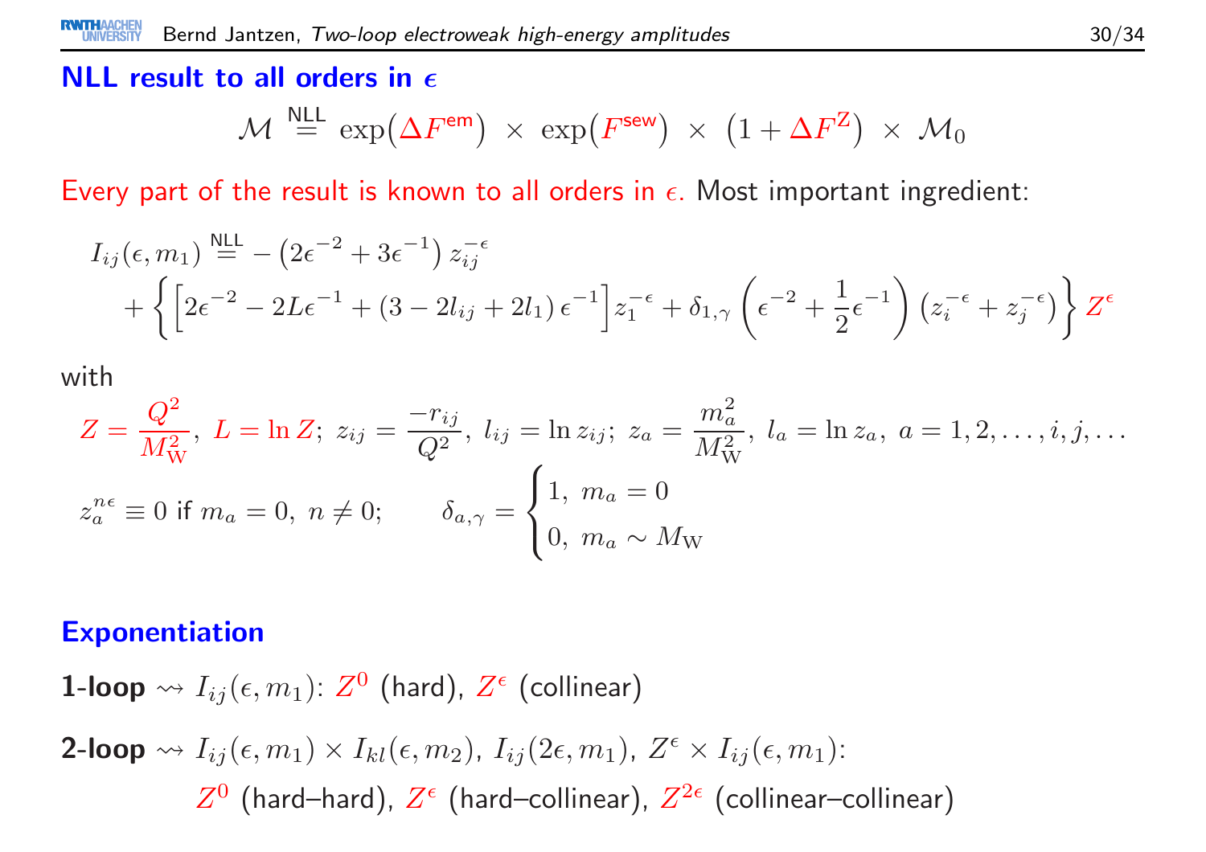## NLL result to all orders in $\epsilon$

$$\mathcal{M} \overset{\text{NLL}}{=} \exp\left(\Delta F^{\text{em}}\right) \times \exp\left(F^{\text{sew}}\right) \times \left(1 + \Delta F^{\text{Z}}\right) \times \mathcal{M}_0$$

Every part of the result is known to all orders in $\epsilon$. Most important ingredient:

$$I_{ij}(\epsilon, m_1) \overset{\text{NLL}}{=} -\left(2\epsilon^{-2} + 3\epsilon^{-1}\right) z_{ij}^{-\epsilon} + \left\{ \left[2\epsilon^{-2} - 2L\epsilon^{-1} + \left(3 - 2l_{ij} + 2l_1\right)\epsilon^{-1}\right] z_1^{-\epsilon} + \delta_{1,\gamma}\left(\epsilon^{-2} + \frac{1}{2}\epsilon^{-1}\right)\left(z_i^{-\epsilon} + z_j^{-\epsilon}\right) \right\} Z^{\epsilon}$$

with

$$Z = \frac{Q^2}{M_{\text{W}}^2},\ L = \ln Z;\ z_{ij} = \frac{-r_{ij}}{Q^2},\ l_{ij} = \ln z_{ij};\ z_a = \frac{m_a^2}{M_{\text{W}}^2},\ l_a = \ln z_a,\ a = 1, 2, \ldots, i, j, \ldots$$

$$z_a^{n\epsilon} \equiv 0 \text{ if } m_a = 0,\ n \neq 0; \qquad \delta_{a,\gamma} = \begin{cases} 1, & m_a = 0 \\ 0, & m_a \sim M_{\text{W}} \end{cases}$$

## Exponentiation

**1-loop** $\rightsquigarrow I_{ij}(\epsilon, m_1)$: $Z^0$ (hard), $Z^{\epsilon}$ (collinear)

**2-loop** $\rightsquigarrow I_{ij}(\epsilon, m_1) \times I_{kl}(\epsilon, m_2)$, $I_{ij}(2\epsilon, m_1)$, $Z^{\epsilon} \times I_{ij}(\epsilon, m_1)$:
$Z^0$ (hard–hard), $Z^{\epsilon}$ (hard–collinear), $Z^{2\epsilon}$ (collinear–collinear)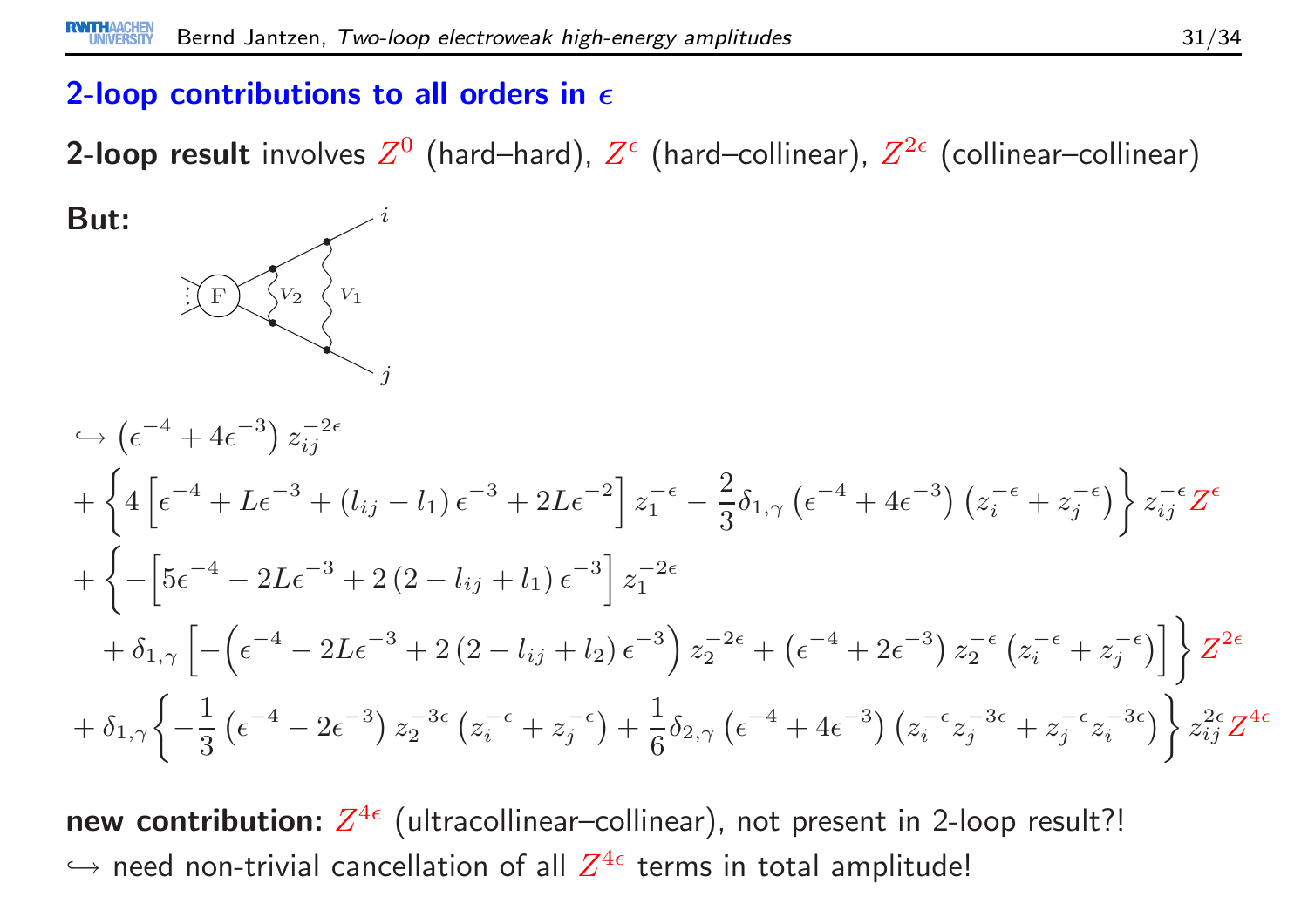## 2-loop contributions to all orders in $\epsilon$

**2-loop result** involves $Z^0$ (hard–hard), $Z^\epsilon$ (hard–collinear), $Z^{2\epsilon}$ (collinear–collinear)

**But:**

$$
\begin{aligned}
&\hookrightarrow \left(\epsilon^{-4} + 4\epsilon^{-3}\right) z_{ij}^{-2\epsilon} \\
&+ \left\{ 4\left[\epsilon^{-4} + L\epsilon^{-3} + \left(l_{ij} - l_1\right)\epsilon^{-3} + 2L\epsilon^{-2}\right] z_1^{-\epsilon} - \frac{2}{3}\delta_{1,\gamma}\left(\epsilon^{-4} + 4\epsilon^{-3}\right)\left(z_i^{-\epsilon} + z_j^{-\epsilon}\right)\right\} z_{ij}^{-\epsilon} Z^\epsilon \\
&+ \left\{ -\left[5\epsilon^{-4} - 2L\epsilon^{-3} + 2\left(2 - l_{ij} + l_1\right)\epsilon^{-3}\right] z_1^{-2\epsilon} \right. \\
&\quad \left. + \delta_{1,\gamma}\left[-\left(\epsilon^{-4} - 2L\epsilon^{-3} + 2\left(2 - l_{ij} + l_2\right)\epsilon^{-3}\right) z_2^{-2\epsilon} + \left(\epsilon^{-4} + 2\epsilon^{-3}\right) z_2^{-\epsilon}\left(z_i^{-\epsilon} + z_j^{-\epsilon}\right)\right]\right\} Z^{2\epsilon} \\
&+ \delta_{1,\gamma}\left\{-\frac{1}{3}\left(\epsilon^{-4} - 2\epsilon^{-3}\right) z_2^{-3\epsilon}\left(z_i^{-\epsilon} + z_j^{-\epsilon}\right) + \frac{1}{6}\delta_{2,\gamma}\left(\epsilon^{-4} + 4\epsilon^{-3}\right)\left(z_i^{-\epsilon} z_j^{-3\epsilon} + z_j^{-\epsilon} z_i^{-3\epsilon}\right)\right\} z_{ij}^{2\epsilon} Z^{4\epsilon}
\end{aligned}
$$

**new contribution:** $Z^{4\epsilon}$ (ultracollinear–collinear), not present in 2-loop result?!

$\hookrightarrow$ need non-trivial cancellation of all $Z^{4\epsilon}$ terms in total amplitude!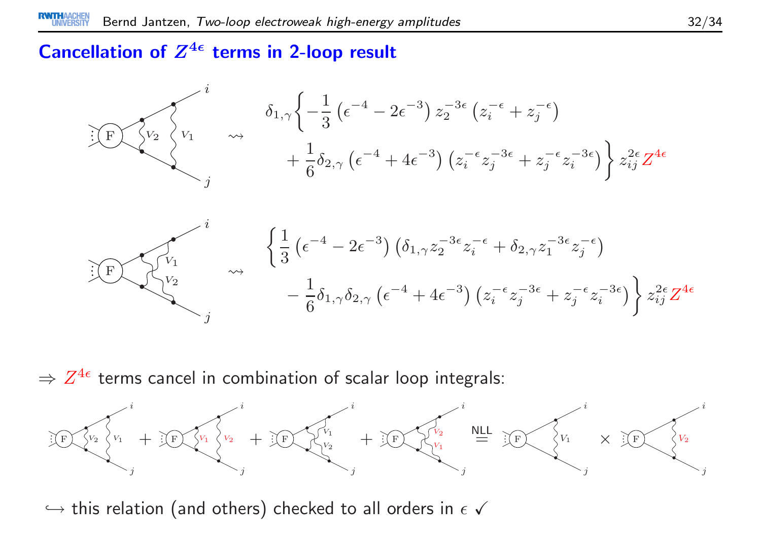## Cancellation of $Z^{4\epsilon}$ terms in 2-loop result

$$\rightsquigarrow \quad \delta_{1,\gamma}\Big\{ -\frac{1}{3}\left(\epsilon^{-4} - 2\epsilon^{-3}\right) z_2^{-3\epsilon}\left(z_i^{-\epsilon} + z_j^{-\epsilon}\right) + \frac{1}{6}\delta_{2,\gamma}\left(\epsilon^{-4} + 4\epsilon^{-3}\right)\left(z_i^{-\epsilon} z_j^{-3\epsilon} + z_j^{-\epsilon} z_i^{-3\epsilon}\right)\Big\} z_{ij}^{2\epsilon} Z^{4\epsilon}$$

$$\rightsquigarrow \quad \Big\{ \frac{1}{3}\left(\epsilon^{-4} - 2\epsilon^{-3}\right)\left(\delta_{1,\gamma} z_2^{-3\epsilon} z_i^{-\epsilon} + \delta_{2,\gamma} z_1^{-3\epsilon} z_j^{-\epsilon}\right) - \frac{1}{6}\delta_{1,\gamma}\delta_{2,\gamma}\left(\epsilon^{-4} + 4\epsilon^{-3}\right)\left(z_i^{-\epsilon} z_j^{-3\epsilon} + z_j^{-\epsilon} z_i^{-3\epsilon}\right)\Big\} z_{ij}^{2\epsilon} Z^{4\epsilon}$$

$\Rightarrow$ $Z^{4\epsilon}$ terms cancel in combination of scalar loop integrals:

$$(V_2, V_1) + (V_1, V_2) + (\text{crossed } V_1, V_2) + (\text{crossed } V_2, V_1) \overset{\text{NLL}}{=} (V_1) \times (V_2)$$

$\hookrightarrow$ this relation (and others) checked to all orders in $\epsilon$ ✓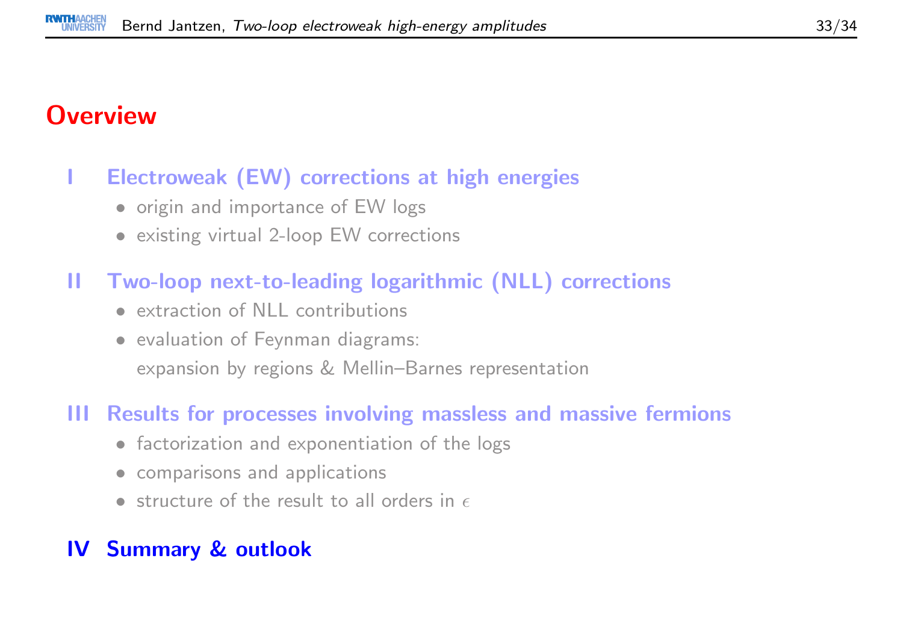## Overview

**I Electroweak (EW) corrections at high energies**

- origin and importance of EW logs
- existing virtual 2-loop EW corrections

**II Two-loop next-to-leading logarithmic (NLL) corrections**

- extraction of NLL contributions
- evaluation of Feynman diagrams: expansion by regions & Mellin–Barnes representation

**III Results for processes involving massless and massive fermions**

- factorization and exponentiation of the logs
- comparisons and applications
- structure of the result to all orders in $\epsilon$

**IV Summary & outlook**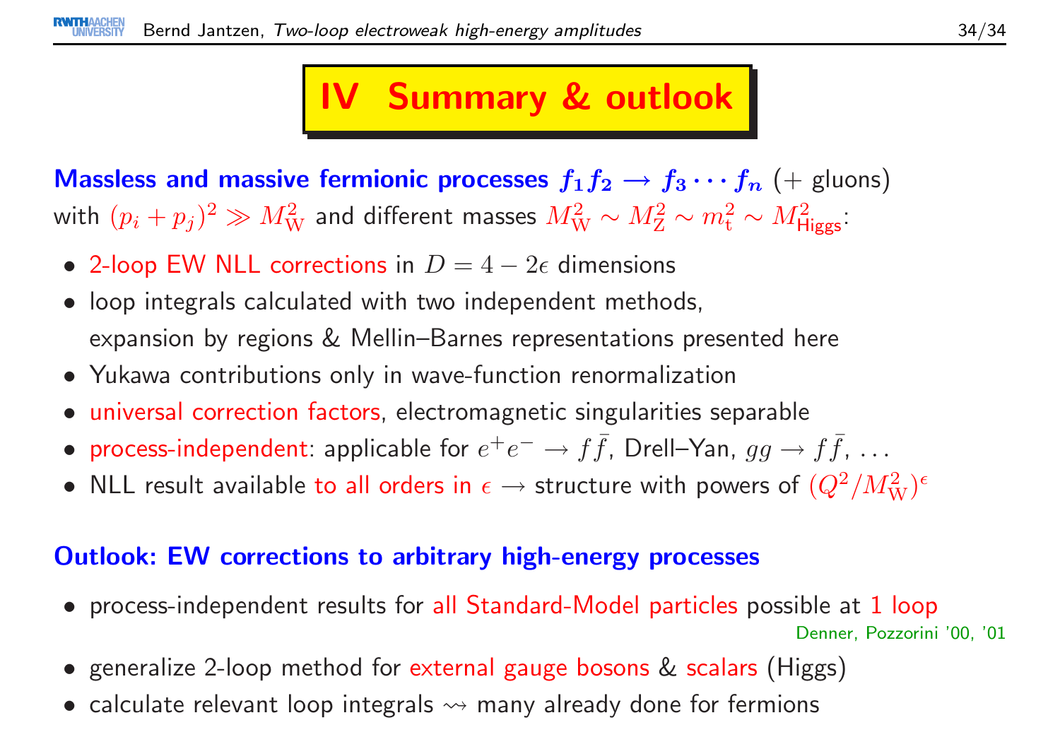# IV Summary & outlook

**Massless and massive fermionic processes $f_1 f_2 \to f_3 \cdots f_n$** (+ gluons) with $(p_i + p_j)^2 \gg M_{\mathrm{W}}^2$ and different masses $M_{\mathrm{W}}^2 \sim M_{\mathrm{Z}}^2 \sim m_{\mathrm{t}}^2 \sim M_{\mathrm{Higgs}}^2$:

- 2-loop EW NLL corrections in $D = 4 - 2\epsilon$ dimensions
- loop integrals calculated with two independent methods, expansion by regions & Mellin–Barnes representations presented here
- Yukawa contributions only in wave-function renormalization
- universal correction factors, electromagnetic singularities separable
- process-independent: applicable for $e^+e^- \to f\bar{f}$, Drell–Yan, $gg \to f\bar{f}$, ...
- NLL result available to all orders in $\epsilon$ $\to$ structure with powers of $(Q^2/M_{\mathrm{W}}^2)^\epsilon$

**Outlook: EW corrections to arbitrary high-energy processes**

- process-independent results for all Standard-Model particles possible at 1 loop
  Denner, Pozzorini '00, '01
- generalize 2-loop method for external gauge bosons & scalars (Higgs)
- calculate relevant loop integrals $\rightsquigarrow$ many already done for fermions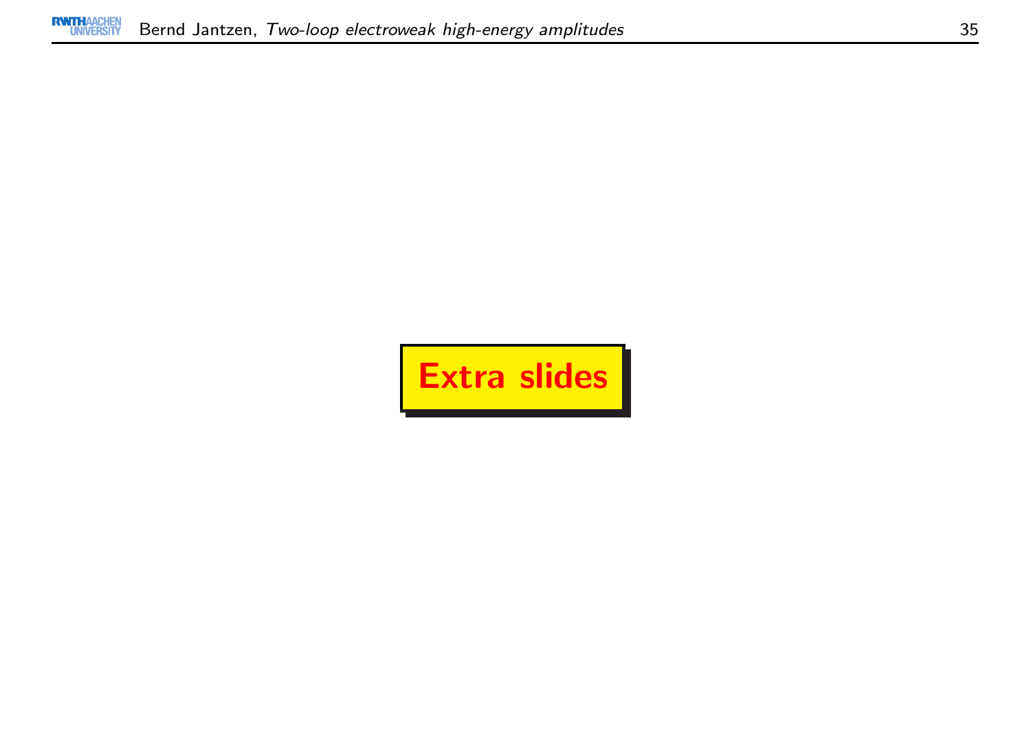# Extra slides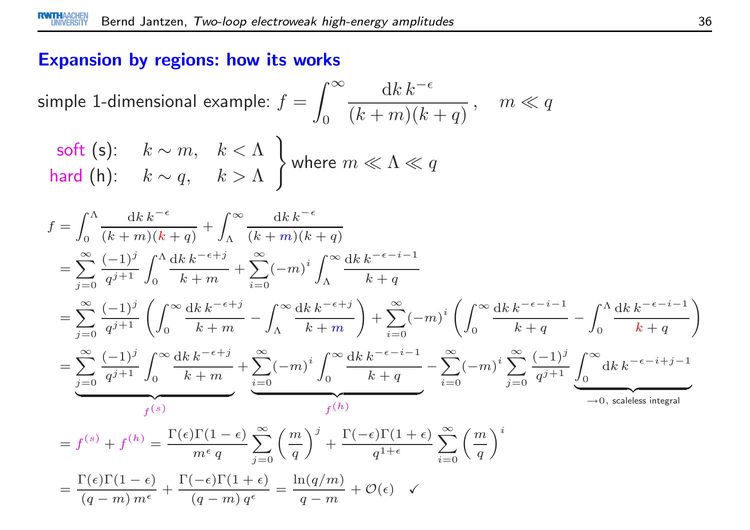## Expansion by regions: how its works

simple 1-dimensional example: $f = \displaystyle\int_0^\infty \frac{\mathrm{d}k\, k^{-\epsilon}}{(k+m)(k+q)}\,, \quad m \ll q$

$$
\left.\begin{array}{lll}
\text{soft (s):} & k \sim m, & k < \Lambda \\
\text{hard (h):} & k \sim q, & k > \Lambda
\end{array}\right\} \text{where } m \ll \Lambda \ll q
$$

$$
\begin{aligned}
f &= \int_0^\Lambda \frac{\mathrm{d}k\, k^{-\epsilon}}{(k+m)(k+q)} + \int_\Lambda^\infty \frac{\mathrm{d}k\, k^{-\epsilon}}{(k+m)(k+q)} \\
&= \sum_{j=0}^\infty \frac{(-1)^j}{q^{j+1}} \int_0^\Lambda \frac{\mathrm{d}k\, k^{-\epsilon+j}}{k+m} + \sum_{i=0}^\infty (-m)^i \int_\Lambda^\infty \frac{\mathrm{d}k\, k^{-\epsilon-i-1}}{k+q} \\
&= \sum_{j=0}^\infty \frac{(-1)^j}{q^{j+1}} \left( \int_0^\infty \frac{\mathrm{d}k\, k^{-\epsilon+j}}{k+m} - \int_\Lambda^\infty \frac{\mathrm{d}k\, k^{-\epsilon+j}}{k+m} \right) + \sum_{i=0}^\infty (-m)^i \left( \int_0^\infty \frac{\mathrm{d}k\, k^{-\epsilon-i-1}}{k+q} - \int_0^\Lambda \frac{\mathrm{d}k\, k^{-\epsilon-i-1}}{k+q} \right) \\
&= \underbrace{\sum_{j=0}^\infty \frac{(-1)^j}{q^{j+1}} \int_0^\infty \frac{\mathrm{d}k\, k^{-\epsilon+j}}{k+m}}_{f^{(s)}} + \underbrace{\sum_{i=0}^\infty (-m)^i \int_0^\infty \frac{\mathrm{d}k\, k^{-\epsilon-i-1}}{k+q}}_{f^{(h)}} - \sum_{i=0}^\infty (-m)^i \sum_{j=0}^\infty \frac{(-1)^j}{q^{j+1}} \underbrace{\int_0^\infty \mathrm{d}k\, k^{-\epsilon-i+j-1}}_{\to 0,\ \text{scaleless integral}} \\
&= f^{(s)} + f^{(h)} = \frac{\Gamma(\epsilon)\Gamma(1-\epsilon)}{m^\epsilon\, q} \sum_{j=0}^\infty \left(\frac{m}{q}\right)^j + \frac{\Gamma(-\epsilon)\Gamma(1+\epsilon)}{q^{1+\epsilon}} \sum_{i=0}^\infty \left(\frac{m}{q}\right)^i \\
&= \frac{\Gamma(\epsilon)\Gamma(1-\epsilon)}{(q-m)\, m^\epsilon} + \frac{\Gamma(-\epsilon)\Gamma(1+\epsilon)}{(q-m)\, q^\epsilon} = \frac{\ln(q/m)}{q-m} + \mathcal{O}(\epsilon) \quad \checkmark
\end{aligned}
$$